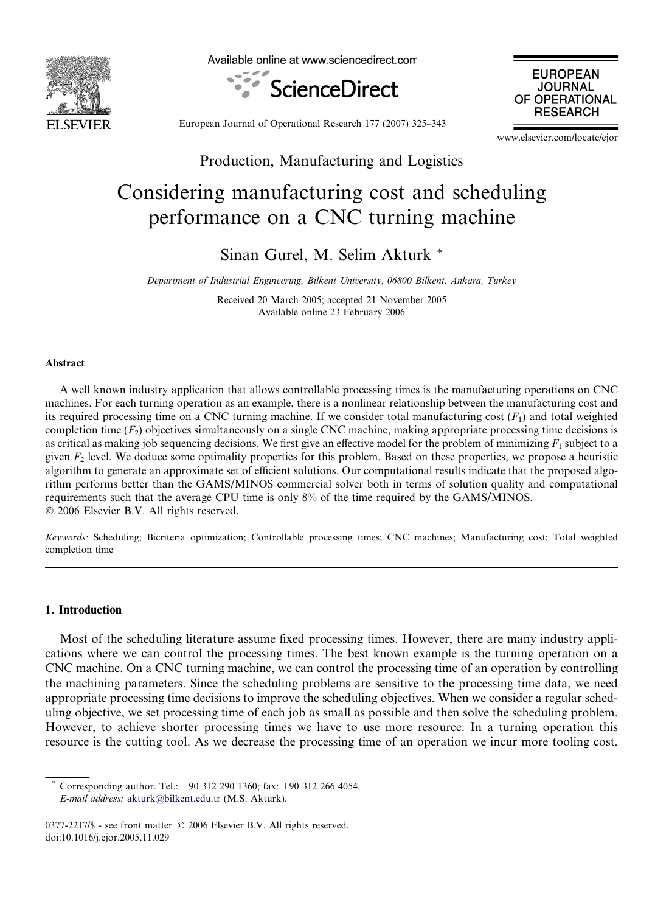Production, Manufacturing and Logistics

# Considering manufacturing cost and scheduling performance on a CNC turning machine

Sinan Gurel, M. Selim Akturk *

*Department of Industrial Engineering, Bilkent University, 06800 Bilkent, Ankara, Turkey*

Received 20 March 2005; accepted 21 November 2005
Available online 23 February 2006

## Abstract

A well known industry application that allows controllable processing times is the manufacturing operations on CNC machines. For each turning operation as an example, there is a nonlinear relationship between the manufacturing cost and its required processing time on a CNC turning machine. If we consider total manufacturing cost ($F_1$) and total weighted completion time ($F_2$) objectives simultaneously on a single CNC machine, making appropriate processing time decisions is as critical as making job sequencing decisions. We first give an effective model for the problem of minimizing $F_1$ subject to a given $F_2$ level. We deduce some optimality properties for this problem. Based on these properties, we propose a heuristic algorithm to generate an approximate set of efficient solutions. Our computational results indicate that the proposed algorithm performs better than the GAMS/MINOS commercial solver both in terms of solution quality and computational requirements such that the average CPU time is only 8% of the time required by the GAMS/MINOS.
© 2006 Elsevier B.V. All rights reserved.

*Keywords:* Scheduling; Bicriteria optimization; Controllable processing times; CNC machines; Manufacturing cost; Total weighted completion time

## 1. Introduction

Most of the scheduling literature assume fixed processing times. However, there are many industry applications where we can control the processing times. The best known example is the turning operation on a CNC machine. On a CNC turning machine, we can control the processing time of an operation by controlling the machining parameters. Since the scheduling problems are sensitive to the processing time data, we need appropriate processing time decisions to improve the scheduling objectives. When we consider a regular scheduling objective, we set processing time of each job as small as possible and then solve the scheduling problem. However, to achieve shorter processing times we have to use more resource. In a turning operation this resource is the cutting tool. As we decrease the processing time of an operation we incur more tooling cost.

---

* Corresponding author. Tel.: +90 312 290 1360; fax: +90 312 266 4054.
*E-mail address:* akturk@bilkent.edu.tr (M.S. Akturk).

0377-2217/$ - see front matter © 2006 Elsevier B.V. All rights reserved.
doi:10.1016/j.ejor.2005.11.029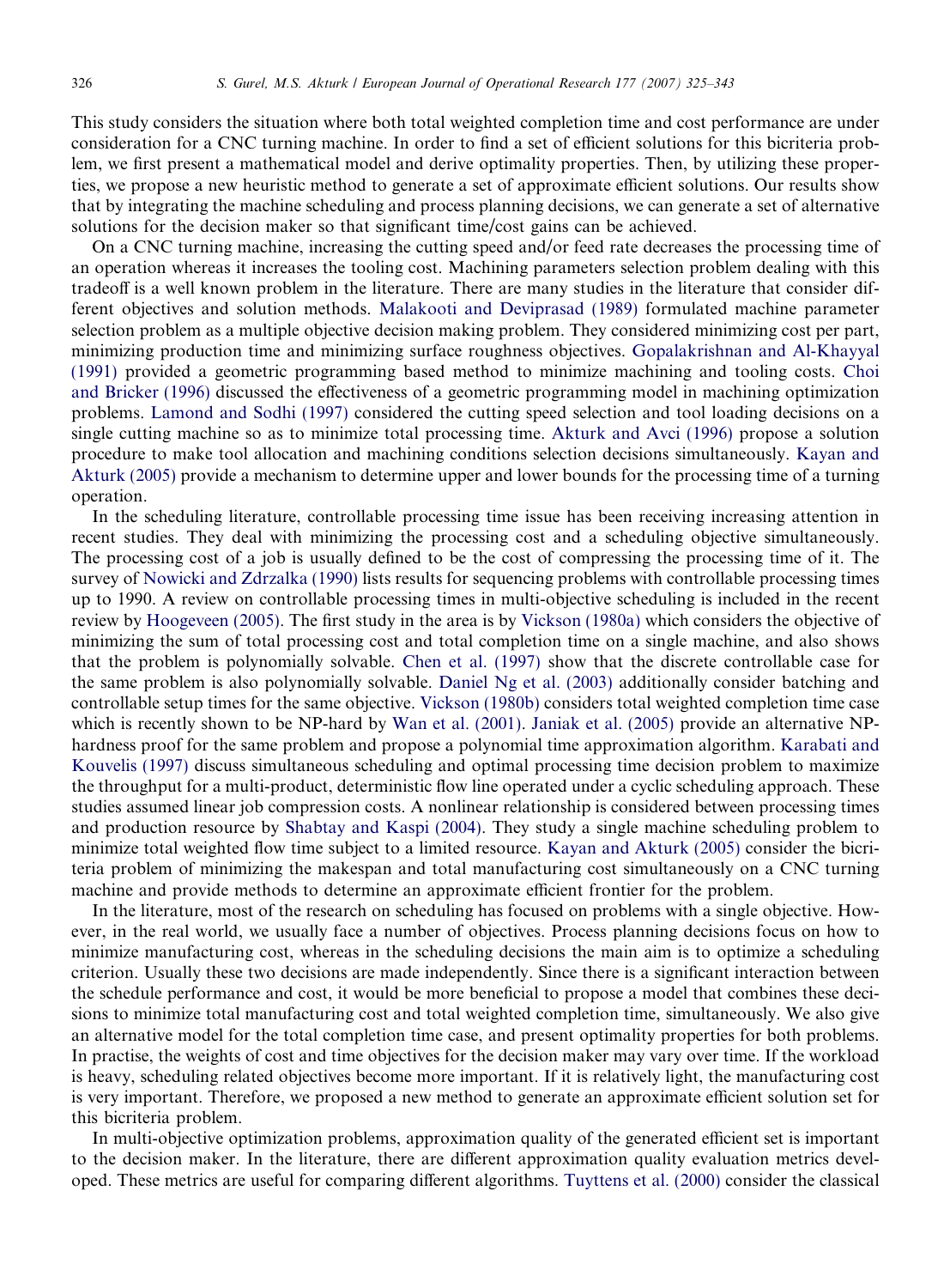This study considers the situation where both total weighted completion time and cost performance are under consideration for a CNC turning machine. In order to find a set of efficient solutions for this bicriteria problem, we first present a mathematical model and derive optimality properties. Then, by utilizing these properties, we propose a new heuristic method to generate a set of approximate efficient solutions. Our results show that by integrating the machine scheduling and process planning decisions, we can generate a set of alternative solutions for the decision maker so that significant time/cost gains can be achieved.

On a CNC turning machine, increasing the cutting speed and/or feed rate decreases the processing time of an operation whereas it increases the tooling cost. Machining parameters selection problem dealing with this tradeoff is a well known problem in the literature. There are many studies in the literature that consider different objectives and solution methods. Malakooti and Deviprasad (1989) formulated machine parameter selection problem as a multiple objective decision making problem. They considered minimizing cost per part, minimizing production time and minimizing surface roughness objectives. Gopalakrishnan and Al-Khayyal (1991) provided a geometric programming based method to minimize machining and tooling costs. Choi and Bricker (1996) discussed the effectiveness of a geometric programming model in machining optimization problems. Lamond and Sodhi (1997) considered the cutting speed selection and tool loading decisions on a single cutting machine so as to minimize total processing time. Akturk and Avci (1996) propose a solution procedure to make tool allocation and machining conditions selection decisions simultaneously. Kayan and Akturk (2005) provide a mechanism to determine upper and lower bounds for the processing time of a turning operation.

In the scheduling literature, controllable processing time issue has been receiving increasing attention in recent studies. They deal with minimizing the processing cost and a scheduling objective simultaneously. The processing cost of a job is usually defined to be the cost of compressing the processing time of it. The survey of Nowicki and Zdrzalka (1990) lists results for sequencing problems with controllable processing times up to 1990. A review on controllable processing times in multi-objective scheduling is included in the recent review by Hoogeveen (2005). The first study in the area is by Vickson (1980a) which considers the objective of minimizing the sum of total processing cost and total completion time on a single machine, and also shows that the problem is polynomially solvable. Chen et al. (1997) show that the discrete controllable case for the same problem is also polynomially solvable. Daniel Ng et al. (2003) additionally consider batching and controllable setup times for the same objective. Vickson (1980b) considers total weighted completion time case which is recently shown to be NP-hard by Wan et al. (2001). Janiak et al. (2005) provide an alternative NP-hardness proof for the same problem and propose a polynomial time approximation algorithm. Karabati and Kouvelis (1997) discuss simultaneous scheduling and optimal processing time decision problem to maximize the throughput for a multi-product, deterministic flow line operated under a cyclic scheduling approach. These studies assumed linear job compression costs. A nonlinear relationship is considered between processing times and production resource by Shabtay and Kaspi (2004). They study a single machine scheduling problem to minimize total weighted flow time subject to a limited resource. Kayan and Akturk (2005) consider the bicriteria problem of minimizing the makespan and total manufacturing cost simultaneously on a CNC turning machine and provide methods to determine an approximate efficient frontier for the problem.

In the literature, most of the research on scheduling has focused on problems with a single objective. However, in the real world, we usually face a number of objectives. Process planning decisions focus on how to minimize manufacturing cost, whereas in the scheduling decisions the main aim is to optimize a scheduling criterion. Usually these two decisions are made independently. Since there is a significant interaction between the schedule performance and cost, it would be more beneficial to propose a model that combines these decisions to minimize total manufacturing cost and total weighted completion time, simultaneously. We also give an alternative model for the total completion time case, and present optimality properties for both problems. In practise, the weights of cost and time objectives for the decision maker may vary over time. If the workload is heavy, scheduling related objectives become more important. If it is relatively light, the manufacturing cost is very important. Therefore, we proposed a new method to generate an approximate efficient solution set for this bicriteria problem.

In multi-objective optimization problems, approximation quality of the generated efficient set is important to the decision maker. In the literature, there are different approximation quality evaluation metrics developed. These metrics are useful for comparing different algorithms. Tuyttens et al. (2000) consider the classical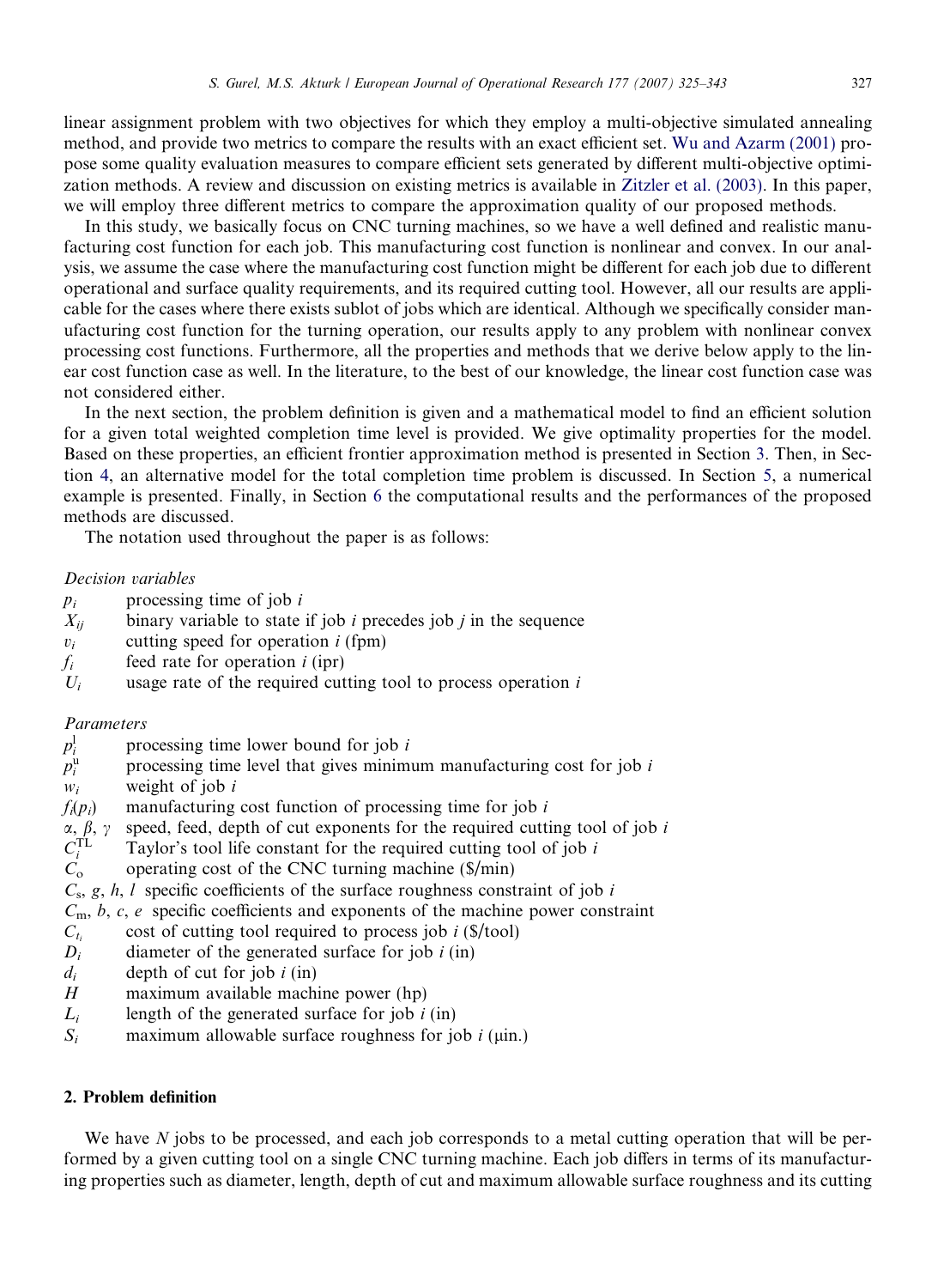linear assignment problem with two objectives for which they employ a multi-objective simulated annealing method, and provide two metrics to compare the results with an exact efficient set. Wu and Azarm (2001) propose some quality evaluation measures to compare efficient sets generated by different multi-objective optimization methods. A review and discussion on existing metrics is available in Zitzler et al. (2003). In this paper, we will employ three different metrics to compare the approximation quality of our proposed methods.

In this study, we basically focus on CNC turning machines, so we have a well defined and realistic manufacturing cost function for each job. This manufacturing cost function is nonlinear and convex. In our analysis, we assume the case where the manufacturing cost function might be different for each job due to different operational and surface quality requirements, and its required cutting tool. However, all our results are applicable for the cases where there exists sublot of jobs which are identical. Although we specifically consider manufacturing cost function for the turning operation, our results apply to any problem with nonlinear convex processing cost functions. Furthermore, all the properties and methods that we derive below apply to the linear cost function case as well. In the literature, to the best of our knowledge, the linear cost function case was not considered either.

In the next section, the problem definition is given and a mathematical model to find an efficient solution for a given total weighted completion time level is provided. We give optimality properties for the model. Based on these properties, an efficient frontier approximation method is presented in Section 3. Then, in Section 4, an alternative model for the total completion time problem is discussed. In Section 5, a numerical example is presented. Finally, in Section 6 the computational results and the performances of the proposed methods are discussed.

The notation used throughout the paper is as follows:

*Decision variables*

- $p_i$ processing time of job $i$
- $X_{ij}$ binary variable to state if job $i$ precedes job $j$ in the sequence
- $v_i$ cutting speed for operation $i$ (fpm)
- $f_i$ feed rate for operation $i$ (ipr)
- $U_i$ usage rate of the required cutting tool to process operation $i$

*Parameters*

- $p_i^{\mathrm{l}}$ processing time lower bound for job $i$
- $p_i^{\mathrm{u}}$ processing time level that gives minimum manufacturing cost for job $i$
- $w_i$ weight of job $i$
- $f_i(p_i)$ manufacturing cost function of processing time for job $i$
- $\alpha$, $\beta$, $\gamma$ speed, feed, depth of cut exponents for the required cutting tool of job $i$
- $C_i^{\mathrm{TL}}$ Taylor's tool life constant for the required cutting tool of job $i$
- $C_{\mathrm{o}}$ operating cost of the CNC turning machine ($/min)
- $C_{\mathrm{s}}$, $g$, $h$, $l$ specific coefficients of the surface roughness constraint of job $i$
- $C_{\mathrm{m}}$, $b$, $c$, $e$ specific coefficients and exponents of the machine power constraint
- $C_{t_i}$ cost of cutting tool required to process job $i$ ($/tool)
- $D_i$ diameter of the generated surface for job $i$ (in)
- $d_i$ depth of cut for job $i$ (in)
- $H$ maximum available machine power (hp)
- $L_i$ length of the generated surface for job $i$ (in)
- $S_i$ maximum allowable surface roughness for job $i$ (μin.)

## 2. Problem definition

We have $N$ jobs to be processed, and each job corresponds to a metal cutting operation that will be performed by a given cutting tool on a single CNC turning machine. Each job differs in terms of its manufacturing properties such as diameter, length, depth of cut and maximum allowable surface roughness and its cutting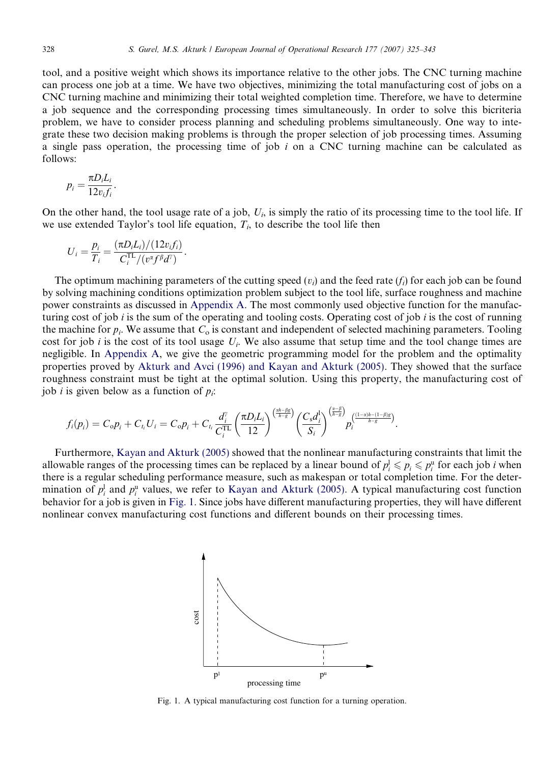tool, and a positive weight which shows its importance relative to the other jobs. The CNC turning machine can process one job at a time. We have two objectives, minimizing the total manufacturing cost of jobs on a CNC turning machine and minimizing their total weighted completion time. Therefore, we have to determine a job sequence and the corresponding processing times simultaneously. In order to solve this bicriteria problem, we have to consider process planning and scheduling problems simultaneously. One way to integrate these two decision making problems is through the proper selection of job processing times. Assuming a single pass operation, the processing time of job $i$ on a CNC turning machine can be calculated as follows:

$$p_i = \frac{\pi D_i L_i}{12 v_i f_i}.$$

On the other hand, the tool usage rate of a job, $U_i$, is simply the ratio of its processing time to the tool life. If we use extended Taylor's tool life equation, $T_i$, to describe the tool life then

$$U_i = \frac{p_i}{T_i} = \frac{(\pi D_i L_i)/(12 v_i f_i)}{C_i^{\mathrm{TL}}/(v^{\alpha} f^{\beta} d^{\gamma})}.$$

The optimum machining parameters of the cutting speed ($v_i$) and the feed rate ($f_i$) for each job can be found by solving machining conditions optimization problem subject to the tool life, surface roughness and machine power constraints as discussed in Appendix A. The most commonly used objective function for the manufacturing cost of job $i$ is the sum of the operating and tooling costs. Operating cost of job $i$ is the cost of running the machine for $p_i$. We assume that $C_{\mathrm{o}}$ is constant and independent of selected machining parameters. Tooling cost for job $i$ is the cost of its tool usage $U_i$. We also assume that setup time and the tool change times are negligible. In Appendix A, we give the geometric programming model for the problem and the optimality properties proved by Akturk and Avci (1996) and Kayan and Akturk (2005). They showed that the surface roughness constraint must be tight at the optimal solution. Using this property, the manufacturing cost of job $i$ is given below as a function of $p_i$:

$$f_i(p_i) = C_{\mathrm{o}} p_i + C_{t_i} U_i = C_{\mathrm{o}} p_i + C_{t_i} \frac{d_i^{\gamma}}{C_i^{\mathrm{TL}}} \left(\frac{\pi D_i L_i}{12}\right)^{\left(\frac{\alpha h - \beta g}{h - g}\right)} \left(\frac{C_{\mathrm{s}} d_i^{\mathrm{l}}}{S_i}\right)^{\left(\frac{\alpha - \beta}{h - g}\right)} p_i^{\left(\frac{(1-\alpha)h - (1-\beta)g}{h - g}\right)}.$$

Furthermore, Kayan and Akturk (2005) showed that the nonlinear manufacturing constraints that limit the allowable ranges of the processing times can be replaced by a linear bound of $p_i^{\mathrm{l}} \leqslant p_i \leqslant p_i^{\mathrm{u}}$ for each job $i$ when there is a regular scheduling performance measure, such as makespan or total completion time. For the determination of $p_i^{\mathrm{l}}$ and $p_i^{\mathrm{u}}$ values, we refer to Kayan and Akturk (2005). A typical manufacturing cost function behavior for a job is given in Fig. 1. Since jobs have different manufacturing properties, they will have different nonlinear convex manufacturing cost functions and different bounds on their processing times.

Fig. 1. A typical manufacturing cost function for a turning operation.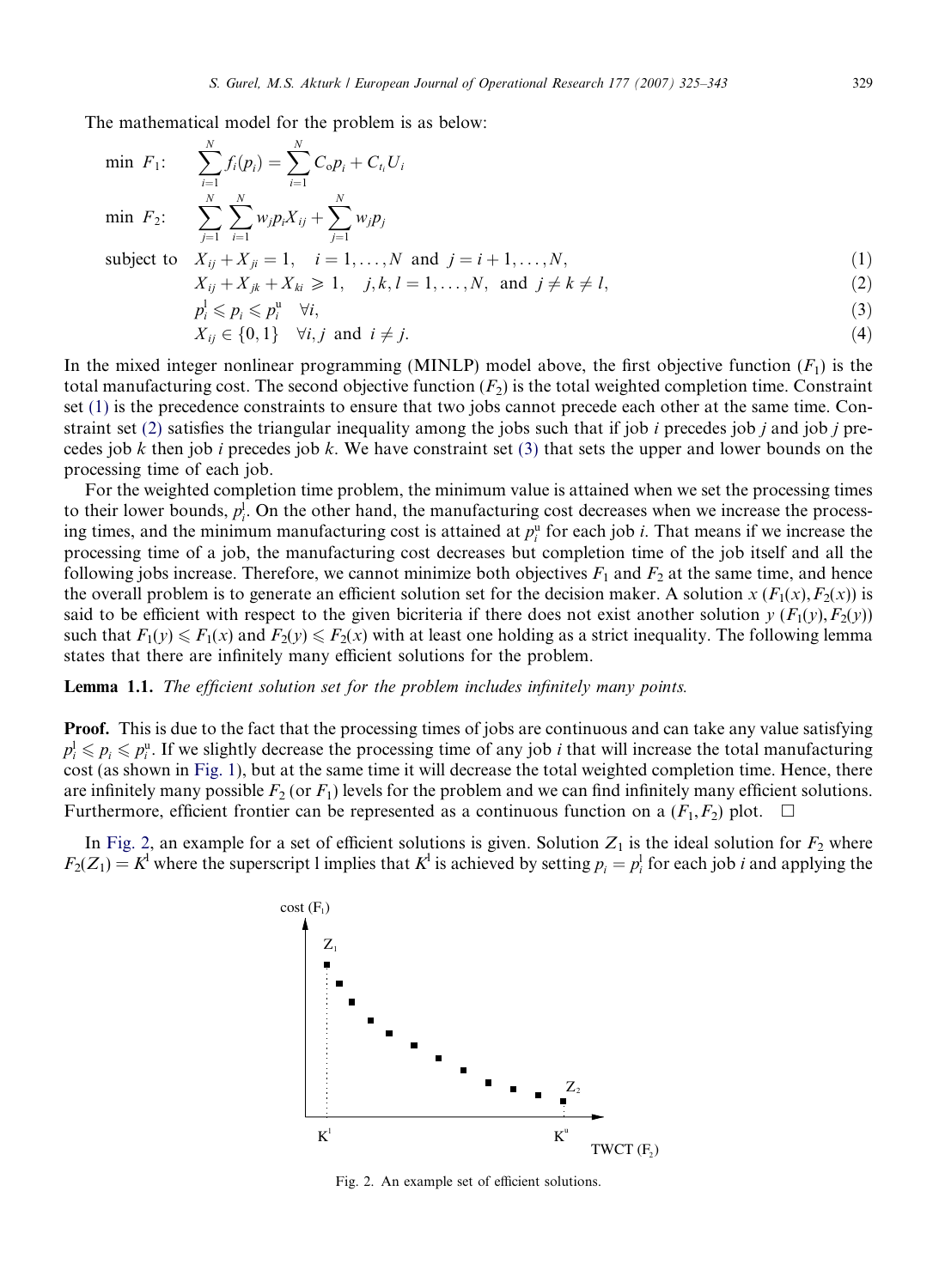The mathematical model for the problem is as below:

$$\min \ F_1: \quad \sum_{i=1}^{N} f_i(p_i) = \sum_{i=1}^{N} C_o p_i + C_{t_i} U_i$$

$$\min \ F_2: \quad \sum_{j=1}^{N} \sum_{i=1}^{N} w_j p_i X_{ij} + \sum_{j=1}^{N} w_j p_j$$

subject to

$$X_{ij} + X_{ji} = 1, \quad i = 1, \ldots, N \ \text{ and } \ j = i+1, \ldots, N, \tag{1}$$

$$X_{ij} + X_{jk} + X_{ki} \geqslant 1, \quad j, k, l = 1, \ldots, N, \ \text{ and } \ j \neq k \neq l, \tag{2}$$

$$p_i^{\mathrm{l}} \leqslant p_i \leqslant p_i^{\mathrm{u}} \quad \forall i, \tag{3}$$

$$X_{ij} \in \{0, 1\} \quad \forall i, j \ \text{ and } \ i \neq j. \tag{4}$$

In the mixed integer nonlinear programming (MINLP) model above, the first objective function ($F_1$) is the total manufacturing cost. The second objective function ($F_2$) is the total weighted completion time. Constraint set (1) is the precedence constraints to ensure that two jobs cannot precede each other at the same time. Constraint set (2) satisfies the triangular inequality among the jobs such that if job $i$ precedes job $j$ and job $j$ precedes job $k$ then job $i$ precedes job $k$. We have constraint set (3) that sets the upper and lower bounds on the processing time of each job.

For the weighted completion time problem, the minimum value is attained when we set the processing times to their lower bounds, $p_i^{\mathrm{l}}$. On the other hand, the manufacturing cost decreases when we increase the processing times, and the minimum manufacturing cost is attained at $p_i^{\mathrm{u}}$ for each job $i$. That means if we increase the processing time of a job, the manufacturing cost decreases but completion time of the job itself and all the following jobs increase. Therefore, we cannot minimize both objectives $F_1$ and $F_2$ at the same time, and hence the overall problem is to generate an efficient solution set for the decision maker. A solution $x$ $(F_1(x), F_2(x))$ is said to be efficient with respect to the given bicriteria if there does not exist another solution $y$ $(F_1(y), F_2(y))$ such that $F_1(y) \leqslant F_1(x)$ and $F_2(y) \leqslant F_2(x)$ with at least one holding as a strict inequality. The following lemma states that there are infinitely many efficient solutions for the problem.

**Lemma 1.1.** *The efficient solution set for the problem includes infinitely many points.*

**Proof.** This is due to the fact that the processing times of jobs are continuous and can take any value satisfying $p_i^{\mathrm{l}} \leqslant p_i \leqslant p_i^{\mathrm{u}}$. If we slightly decrease the processing time of any job $i$ that will increase the total manufacturing cost (as shown in Fig. 1), but at the same time it will decrease the total weighted completion time. Hence, there are infinitely many possible $F_2$ (or $F_1$) levels for the problem and we can find infinitely many efficient solutions. Furthermore, efficient frontier can be represented as a continuous function on a $(F_1, F_2)$ plot. $\square$

In Fig. 2, an example for a set of efficient solutions is given. Solution $Z_1$ is the ideal solution for $F_2$ where $F_2(Z_1) = K^{\mathrm{l}}$ where the superscript l implies that $K^{\mathrm{l}}$ is achieved by setting $p_i = p_i^{\mathrm{l}}$ for each job $i$ and applying the

Fig. 2. An example set of efficient solutions.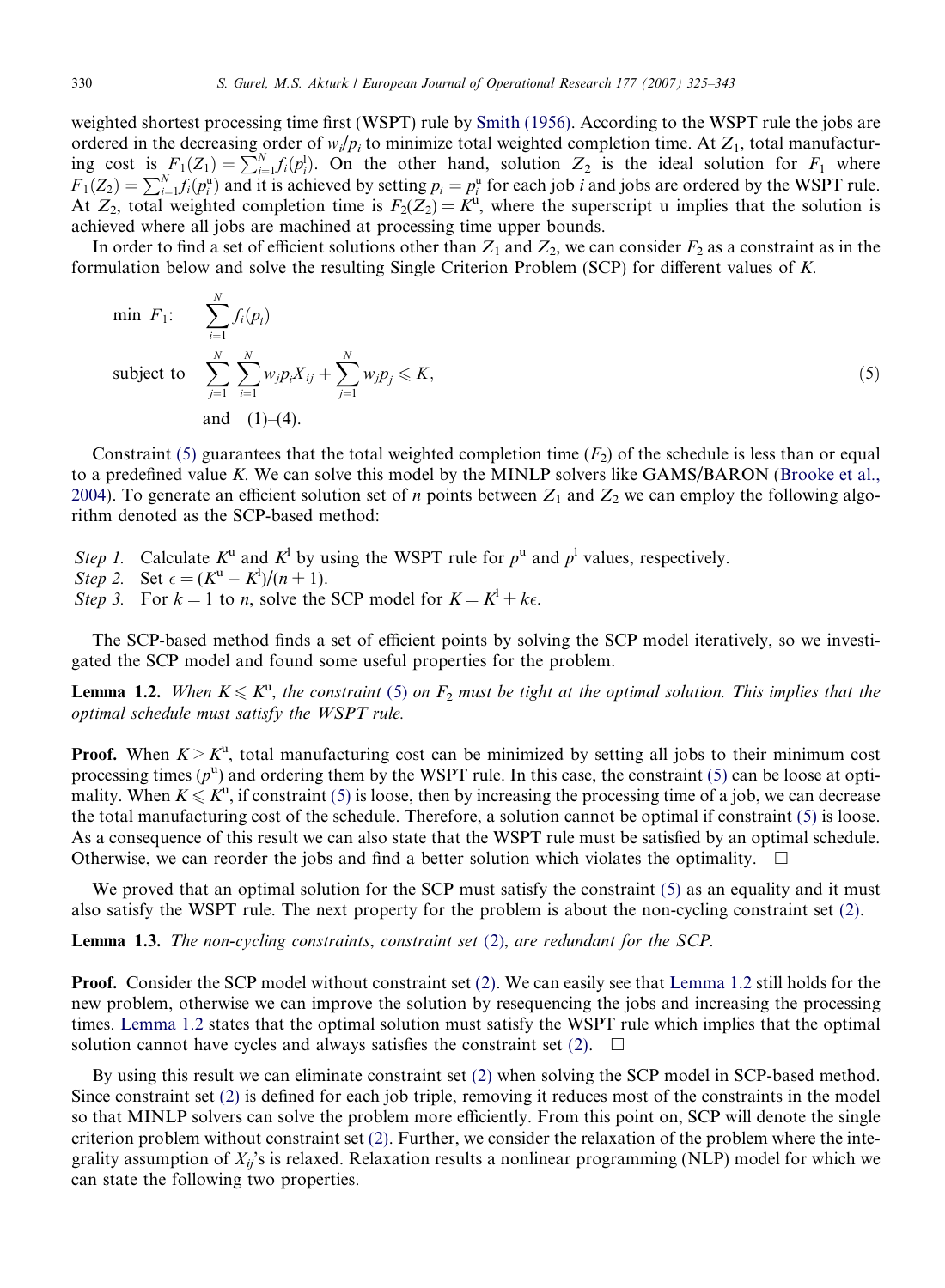weighted shortest processing time first (WSPT) rule by Smith (1956). According to the WSPT rule the jobs are ordered in the decreasing order of $w_i/p_i$ to minimize total weighted completion time. At $Z_1$, total manufacturing cost is $F_1(Z_1) = \sum_{i=1}^{N} f_i(p_i^{\mathrm{l}})$. On the other hand, solution $Z_2$ is the ideal solution for $F_1$ where $F_1(Z_2) = \sum_{i=1}^{N} f_i(p_i^{\mathrm{u}})$ and it is achieved by setting $p_i = p_i^{\mathrm{u}}$ for each job $i$ and jobs are ordered by the WSPT rule. At $Z_2$, total weighted completion time is $F_2(Z_2) = K^{\mathrm{u}}$, where the superscript u implies that the solution is achieved where all jobs are machined at processing time upper bounds.

In order to find a set of efficient solutions other than $Z_1$ and $Z_2$, we can consider $F_2$ as a constraint as in the formulation below and solve the resulting Single Criterion Problem (SCP) for different values of $K$.

$$
\begin{aligned}
\min\ F_1: \quad & \sum_{i=1}^{N} f_i(p_i) \\
\text{subject to} \quad & \sum_{j=1}^{N} \sum_{i=1}^{N} w_j p_i X_{ij} + \sum_{j=1}^{N} w_j p_j \leqslant K, \qquad (5) \\
& \text{and} \quad (1)\text{–}(4).
\end{aligned}
$$

Constraint (5) guarantees that the total weighted completion time ($F_2$) of the schedule is less than or equal to a predefined value $K$. We can solve this model by the MINLP solvers like GAMS/BARON (Brooke et al., 2004). To generate an efficient solution set of $n$ points between $Z_1$ and $Z_2$ we can employ the following algorithm denoted as the SCP-based method:

*Step 1.* Calculate $K^{\mathrm{u}}$ and $K^{\mathrm{l}}$ by using the WSPT rule for $p^{\mathrm{u}}$ and $p^{\mathrm{l}}$ values, respectively.
*Step 2.* Set $\epsilon = (K^{\mathrm{u}} - K^{\mathrm{l}})/(n+1)$.
*Step 3.* For $k = 1$ to $n$, solve the SCP model for $K = K^{\mathrm{l}} + k\epsilon$.

The SCP-based method finds a set of efficient points by solving the SCP model iteratively, so we investigated the SCP model and found some useful properties for the problem.

**Lemma 1.2.** *When $K \leqslant K^{\mathrm{u}}$, the constraint (5) on $F_2$ must be tight at the optimal solution. This implies that the optimal schedule must satisfy the WSPT rule.*

**Proof.** When $K > K^{\mathrm{u}}$, total manufacturing cost can be minimized by setting all jobs to their minimum cost processing times ($p^{\mathrm{u}}$) and ordering them by the WSPT rule. In this case, the constraint (5) can be loose at optimality. When $K \leqslant K^{\mathrm{u}}$, if constraint (5) is loose, then by increasing the processing time of a job, we can decrease the total manufacturing cost of the schedule. Therefore, a solution cannot be optimal if constraint (5) is loose. As a consequence of this result we can also state that the WSPT rule must be satisfied by an optimal schedule. Otherwise, we can reorder the jobs and find a better solution which violates the optimality. □

We proved that an optimal solution for the SCP must satisfy the constraint (5) as an equality and it must also satisfy the WSPT rule. The next property for the problem is about the non-cycling constraint set (2).

**Lemma 1.3.** *The non-cycling constraints, constraint set (2), are redundant for the SCP.*

**Proof.** Consider the SCP model without constraint set (2). We can easily see that Lemma 1.2 still holds for the new problem, otherwise we can improve the solution by resequencing the jobs and increasing the processing times. Lemma 1.2 states that the optimal solution must satisfy the WSPT rule which implies that the optimal solution cannot have cycles and always satisfies the constraint set (2). □

By using this result we can eliminate constraint set (2) when solving the SCP model in SCP-based method. Since constraint set (2) is defined for each job triple, removing it reduces most of the constraints in the model so that MINLP solvers can solve the problem more efficiently. From this point on, SCP will denote the single criterion problem without constraint set (2). Further, we consider the relaxation of the problem where the integrality assumption of $X_{ij}$'s is relaxed. Relaxation results a nonlinear programming (NLP) model for which we can state the following two properties.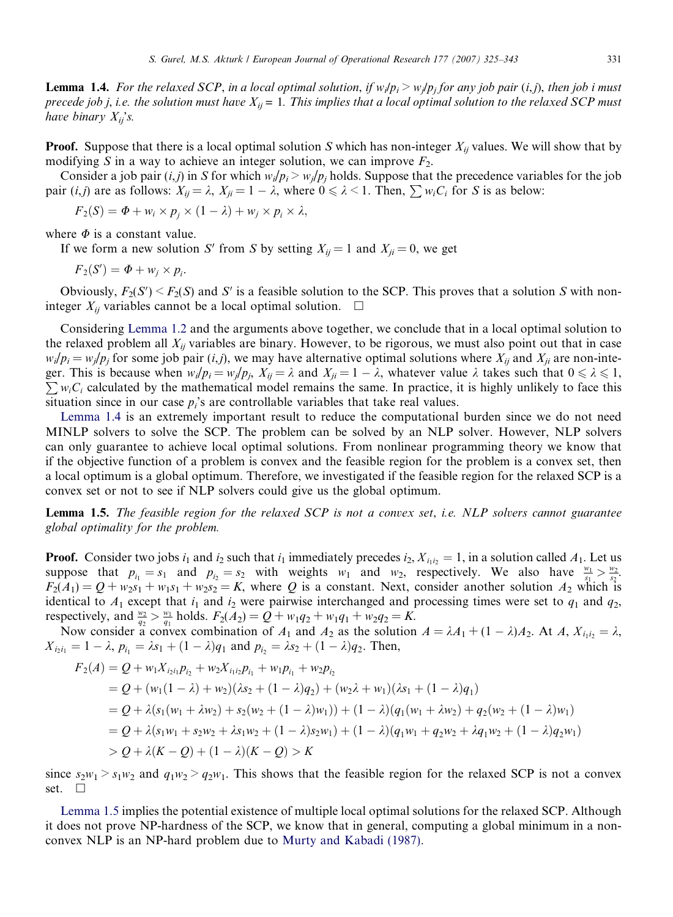**Lemma 1.4.** *For the relaxed SCP, in a local optimal solution, if $w_i/p_i > w_j/p_j$ for any job pair $(i,j)$, then job $i$ must precede job $j$, i.e. the solution must have $X_{ij} = 1$. This implies that a local optimal solution to the relaxed SCP must have binary $X_{ij}$'s.*

**Proof.** Suppose that there is a local optimal solution $S$ which has non-integer $X_{ij}$ values. We will show that by modifying $S$ in a way to achieve an integer solution, we can improve $F_2$.

Consider a job pair $(i,j)$ in $S$ for which $w_i/p_i > w_j/p_j$ holds. Suppose that the precedence variables for the job pair $(i,j)$ are as follows: $X_{ij} = \lambda$, $X_{ji} = 1 - \lambda$, where $0 \leqslant \lambda < 1$. Then, $\sum w_i C_i$ for $S$ is as below:

$$F_2(S) = \Phi + w_i \times p_j \times (1 - \lambda) + w_j \times p_i \times \lambda,$$

where $\Phi$ is a constant value.

If we form a new solution $S'$ from $S$ by setting $X_{ij} = 1$ and $X_{ji} = 0$, we get

$$F_2(S') = \Phi + w_j \times p_i.$$

Obviously, $F_2(S') < F_2(S)$ and $S'$ is a feasible solution to the SCP. This proves that a solution $S$ with non-integer $X_{ij}$ variables cannot be a local optimal solution. □

Considering Lemma 1.2 and the arguments above together, we conclude that in a local optimal solution to the relaxed problem all $X_{ij}$ variables are binary. However, to be rigorous, we must also point out that in case $w_i/p_i = w_j/p_j$ for some job pair $(i,j)$, we may have alternative optimal solutions where $X_{ij}$ and $X_{ji}$ are non-integer. This is because when $w_i/p_i = w_j/p_j$, $X_{ij} = \lambda$ and $X_{ji} = 1 - \lambda$, whatever value $\lambda$ takes such that $0 \leqslant \lambda \leqslant 1$, $\sum w_i C_i$ calculated by the mathematical model remains the same. In practice, it is highly unlikely to face this situation since in our case $p_i$'s are controllable variables that take real values.

Lemma 1.4 is an extremely important result to reduce the computational burden since we do not need MINLP solvers to solve the SCP. The problem can be solved by an NLP solver. However, NLP solvers can only guarantee to achieve local optimal solutions. From nonlinear programming theory we know that if the objective function of a problem is convex and the feasible region for the problem is a convex set, then a local optimum is a global optimum. Therefore, we investigated if the feasible region for the relaxed SCP is a convex set or not to see if NLP solvers could give us the global optimum.

**Lemma 1.5.** *The feasible region for the relaxed SCP is not a convex set, i.e. NLP solvers cannot guarantee global optimality for the problem.*

**Proof.** Consider two jobs $i_1$ and $i_2$ such that $i_1$ immediately precedes $i_2$, $X_{i_1 i_2} = 1$, in a solution called $A_1$. Let us suppose that $p_{i_1} = s_1$ and $p_{i_2} = s_2$ with weights $w_1$ and $w_2$, respectively. We also have $\frac{w_1}{s_1} > \frac{w_2}{s_2}$. $F_2(A_1) = Q + w_2 s_1 + w_1 s_1 + w_2 s_2 = K$, where $Q$ is a constant. Next, consider another solution $A_2$ which is identical to $A_1$ except that $i_1$ and $i_2$ were pairwise interchanged and processing times were set to $q_1$ and $q_2$, respectively, and $\frac{w_2}{q_2} > \frac{w_1}{q_1}$ holds. $F_2(A_2) = Q + w_1 q_2 + w_1 q_1 + w_2 q_2 = K$.

Now consider a convex combination of $A_1$ and $A_2$ as the solution $A = \lambda A_1 + (1 - \lambda) A_2$. At $A$, $X_{i_1 i_2} = \lambda$, $X_{i_2 i_1} = 1 - \lambda$, $p_{i_1} = \lambda s_1 + (1 - \lambda) q_1$ and $p_{i_2} = \lambda s_2 + (1 - \lambda) q_2$. Then,

$$\begin{aligned}
F_2(A) &= Q + w_1 X_{i_2 i_1} p_{i_2} + w_2 X_{i_1 i_2} p_{i_1} + w_1 p_{i_1} + w_2 p_{i_2} \\
&= Q + (w_1(1 - \lambda) + w_2)(\lambda s_2 + (1 - \lambda) q_2) + (w_2 \lambda + w_1)(\lambda s_1 + (1 - \lambda) q_1) \\
&= Q + \lambda(s_1(w_1 + \lambda w_2) + s_2(w_2 + (1 - \lambda) w_1)) + (1 - \lambda)(q_1(w_1 + \lambda w_2) + q_2(w_2 + (1 - \lambda) w_1)) \\
&= Q + \lambda(s_1 w_1 + s_2 w_2 + \lambda s_1 w_2 + (1 - \lambda) s_2 w_1) + (1 - \lambda)(q_1 w_1 + q_2 w_2 + \lambda q_1 w_2 + (1 - \lambda) q_2 w_1) \\
&> Q + \lambda(K - Q) + (1 - \lambda)(K - Q) > K
\end{aligned}$$

since $s_2 w_1 > s_1 w_2$ and $q_1 w_2 > q_2 w_1$. This shows that the feasible region for the relaxed SCP is not a convex set. □

Lemma 1.5 implies the potential existence of multiple local optimal solutions for the relaxed SCP. Although it does not prove NP-hardness of the SCP, we know that in general, computing a global minimum in a non-convex NLP is an NP-hard problem due to Murty and Kabadi (1987).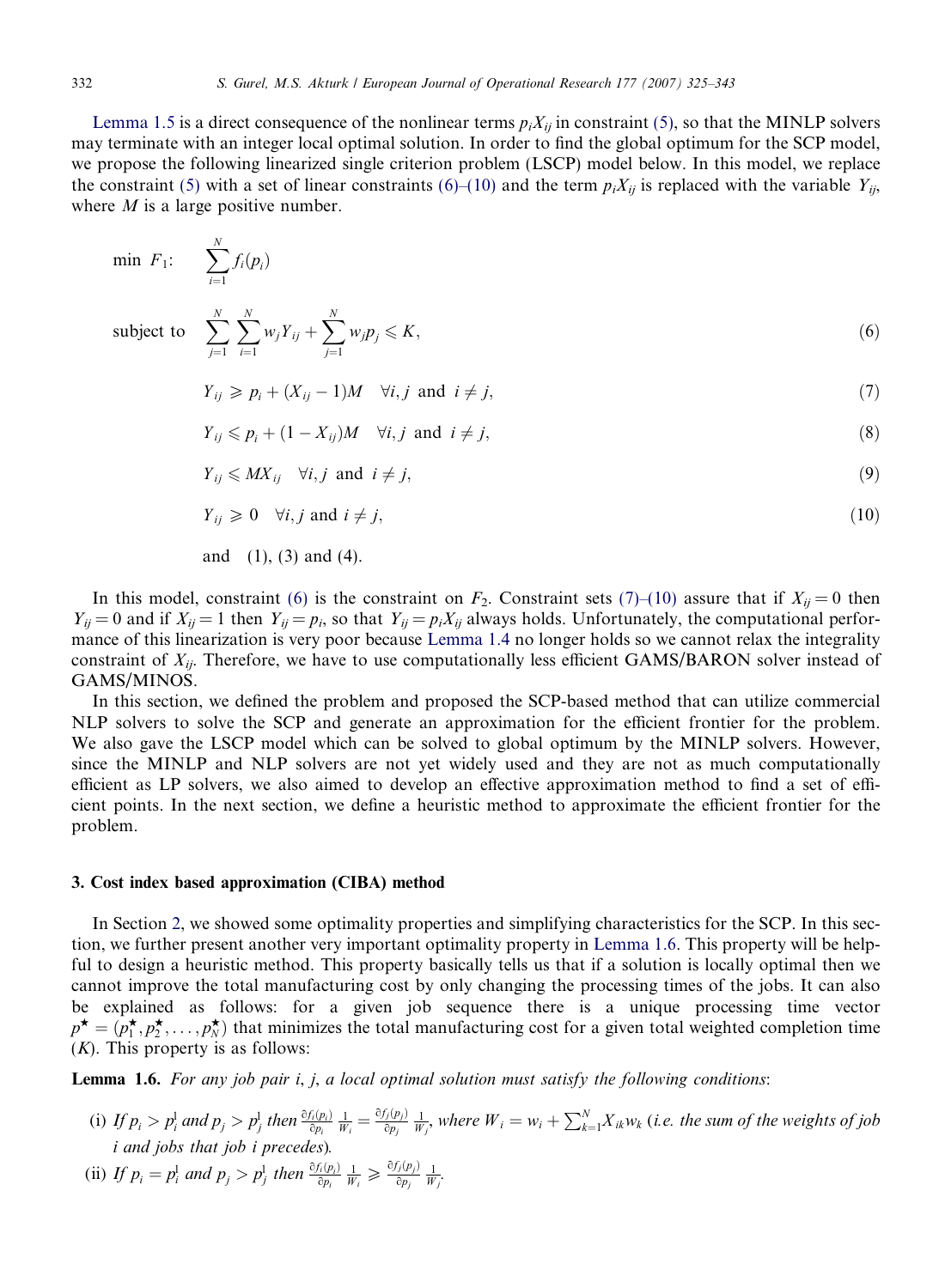Lemma 1.5 is a direct consequence of the nonlinear terms $p_iX_{ij}$ in constraint (5), so that the MINLP solvers may terminate with an integer local optimal solution. In order to find the global optimum for the SCP model, we propose the following linearized single criterion problem (LSCP) model below. In this model, we replace the constraint (5) with a set of linear constraints (6)–(10) and the term $p_iX_{ij}$ is replaced with the variable $Y_{ij}$, where $M$ is a large positive number.

$$\min\ F_1: \quad \sum_{i=1}^{N} f_i(p_i)$$

$$\text{subject to} \quad \sum_{j=1}^{N}\sum_{i=1}^{N} w_j Y_{ij} + \sum_{j=1}^{N} w_j p_j \leqslant K, \tag{6}$$

$$Y_{ij} \geqslant p_i + (X_{ij} - 1)M \quad \forall i,j \text{ and } i \neq j, \tag{7}$$

$$Y_{ij} \leqslant p_i + (1 - X_{ij})M \quad \forall i,j \text{ and } i \neq j, \tag{8}$$

$$Y_{ij} \leqslant MX_{ij} \quad \forall i,j \text{ and } i \neq j, \tag{9}$$

$$Y_{ij} \geqslant 0 \quad \forall i,j \text{ and } i \neq j, \tag{10}$$

and (1), (3) and (4).

In this model, constraint (6) is the constraint on $F_2$. Constraint sets (7)–(10) assure that if $X_{ij} = 0$ then $Y_{ij} = 0$ and if $X_{ij} = 1$ then $Y_{ij} = p_i$, so that $Y_{ij} = p_iX_{ij}$ always holds. Unfortunately, the computational performance of this linearization is very poor because Lemma 1.4 no longer holds so we cannot relax the integrality constraint of $X_{ij}$. Therefore, we have to use computationally less efficient GAMS/BARON solver instead of GAMS/MINOS.

In this section, we defined the problem and proposed the SCP-based method that can utilize commercial NLP solvers to solve the SCP and generate an approximation for the efficient frontier for the problem. We also gave the LSCP model which can be solved to global optimum by the MINLP solvers. However, since the MINLP and NLP solvers are not yet widely used and they are not as much computationally efficient as LP solvers, we also aimed to develop an effective approximation method to find a set of efficient points. In the next section, we define a heuristic method to approximate the efficient frontier for the problem.

### 3. Cost index based approximation (CIBA) method

In Section 2, we showed some optimality properties and simplifying characteristics for the SCP. In this section, we further present another very important optimality property in Lemma 1.6. This property will be helpful to design a heuristic method. This property basically tells us that if a solution is locally optimal then we cannot improve the total manufacturing cost by only changing the processing times of the jobs. It can also be explained as follows: for a given job sequence there is a unique processing time vector $p^\star = (p_1^\star, p_2^\star, \ldots, p_N^\star)$ that minimizes the total manufacturing cost for a given total weighted completion time ($K$). This property is as follows:

**Lemma 1.6.** *For any job pair i, j, a local optimal solution must satisfy the following conditions*:

(i) *If* $p_i > p_i^l$ *and* $p_j > p_j^l$ *then* $\frac{\partial f_i(p_i)}{\partial p_i}\frac{1}{W_i} = \frac{\partial f_j(p_j)}{\partial p_j}\frac{1}{W_j}$, *where* $W_i = w_i + \sum_{k=1}^{N} X_{ik}w_k$ (*i.e. the sum of the weights of job i and jobs that job i precedes*).

(ii) *If* $p_i = p_i^l$ *and* $p_j > p_j^l$ *then* $\frac{\partial f_i(p_i)}{\partial p_i}\frac{1}{W_i} \geqslant \frac{\partial f_j(p_j)}{\partial p_j}\frac{1}{W_j}$.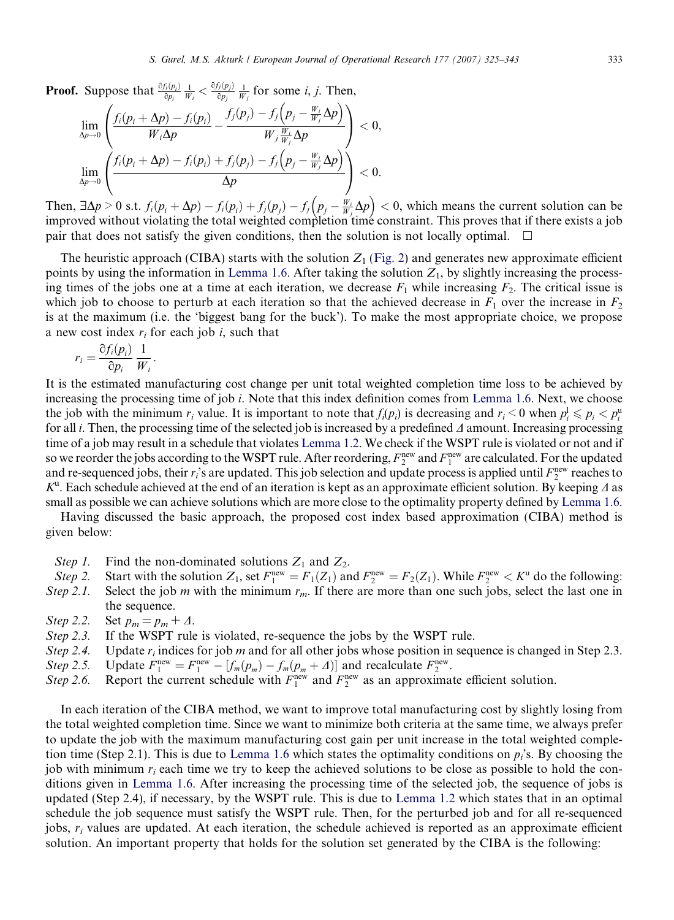**Proof.** Suppose that $\frac{\partial f_i(p_i)}{\partial p_i}\frac{1}{W_i} < \frac{\partial f_j(p_j)}{\partial p_j}\frac{1}{W_j}$ for some $i$, $j$. Then,

$$\lim_{\Delta p \to 0}\left(\frac{f_i(p_i+\Delta p)-f_i(p_i)}{W_i\Delta p} - \frac{f_j(p_j)-f_j\left(p_j-\frac{W_i}{W_j}\Delta p\right)}{W_j\frac{W_i}{W_j}\Delta p}\right) < 0,$$

$$\lim_{\Delta p \to 0}\left(\frac{f_i(p_i+\Delta p)-f_i(p_i)+f_j(p_j)-f_j\left(p_j-\frac{W_i}{W_j}\Delta p\right)}{\Delta p}\right) < 0.$$

Then, $\exists \Delta p > 0$ s.t. $f_i(p_i+\Delta p)-f_i(p_i)+f_j(p_j)-f_j\left(p_j-\frac{W_i}{W_j}\Delta p\right) < 0$, which means the current solution can be improved without violating the total weighted completion time constraint. This proves that if there exists a job pair that does not satisfy the given conditions, then the solution is not locally optimal. □

The heuristic approach (CIBA) starts with the solution $Z_1$ (Fig. 2) and generates new approximate efficient points by using the information in Lemma 1.6. After taking the solution $Z_1$, by slightly increasing the processing times of the jobs one at a time at each iteration, we decrease $F_1$ while increasing $F_2$. The critical issue is which job to choose to perturb at each iteration so that the achieved decrease in $F_1$ over the increase in $F_2$ is at the maximum (i.e. the 'biggest bang for the buck'). To make the most appropriate choice, we propose a new cost index $r_i$ for each job $i$, such that

$$r_i = \frac{\partial f_i(p_i)}{\partial p_i}\frac{1}{W_i}.$$

It is the estimated manufacturing cost change per unit total weighted completion time loss to be achieved by increasing the processing time of job $i$. Note that this index definition comes from Lemma 1.6. Next, we choose the job with the minimum $r_i$ value. It is important to note that $f_i(p_i)$ is decreasing and $r_i < 0$ when $p_i^{\mathrm{l}} \leqslant p_i < p_i^{\mathrm{u}}$ for all $i$. Then, the processing time of the selected job is increased by a predefined $\Delta$ amount. Increasing processing time of a job may result in a schedule that violates Lemma 1.2. We check if the WSPT rule is violated or not and if so we reorder the jobs according to the WSPT rule. After reordering, $F_2^{\mathrm{new}}$ and $F_1^{\mathrm{new}}$ are calculated. For the updated and re-sequenced jobs, their $r_i$'s are updated. This job selection and update process is applied until $F_2^{\mathrm{new}}$ reaches to $K^{\mathrm{u}}$. Each schedule achieved at the end of an iteration is kept as an approximate efficient solution. By keeping $\Delta$ as small as possible we can achieve solutions which are more close to the optimality property defined by Lemma 1.6.

Having discussed the basic approach, the proposed cost index based approximation (CIBA) method is given below:

- *Step 1.* Find the non-dominated solutions $Z_1$ and $Z_2$.
- *Step 2.* Start with the solution $Z_1$, set $F_1^{\mathrm{new}} = F_1(Z_1)$ and $F_2^{\mathrm{new}} = F_2(Z_1)$. While $F_2^{\mathrm{new}} < K^{\mathrm{u}}$ do the following:
- *Step 2.1.* Select the job $m$ with the minimum $r_m$. If there are more than one such jobs, select the last one in the sequence.
- *Step 2.2.* Set $p_m = p_m + \Delta$.
- *Step 2.3.* If the WSPT rule is violated, re-sequence the jobs by the WSPT rule.
- *Step 2.4.* Update $r_i$ indices for job $m$ and for all other jobs whose position in sequence is changed in Step 2.3.
- *Step 2.5.* Update $F_1^{\mathrm{new}} = F_1^{\mathrm{new}} - [f_m(p_m) - f_m(p_m + \Delta)]$ and recalculate $F_2^{\mathrm{new}}$.
- *Step 2.6.* Report the current schedule with $F_1^{\mathrm{new}}$ and $F_2^{\mathrm{new}}$ as an approximate efficient solution.

In each iteration of the CIBA method, we want to improve total manufacturing cost by slightly losing from the total weighted completion time. Since we want to minimize both criteria at the same time, we always prefer to update the job with the maximum manufacturing cost gain per unit increase in the total weighted completion time (Step 2.1). This is due to Lemma 1.6 which states the optimality conditions on $p_i$'s. By choosing the job with minimum $r_i$ each time we try to keep the achieved solutions to be close as possible to hold the conditions given in Lemma 1.6. After increasing the processing time of the selected job, the sequence of jobs is updated (Step 2.4), if necessary, by the WSPT rule. This is due to Lemma 1.2 which states that in an optimal schedule the job sequence must satisfy the WSPT rule. Then, for the perturbed job and for all re-sequenced jobs, $r_i$ values are updated. At each iteration, the schedule achieved is reported as an approximate efficient solution. An important property that holds for the solution set generated by the CIBA is the following: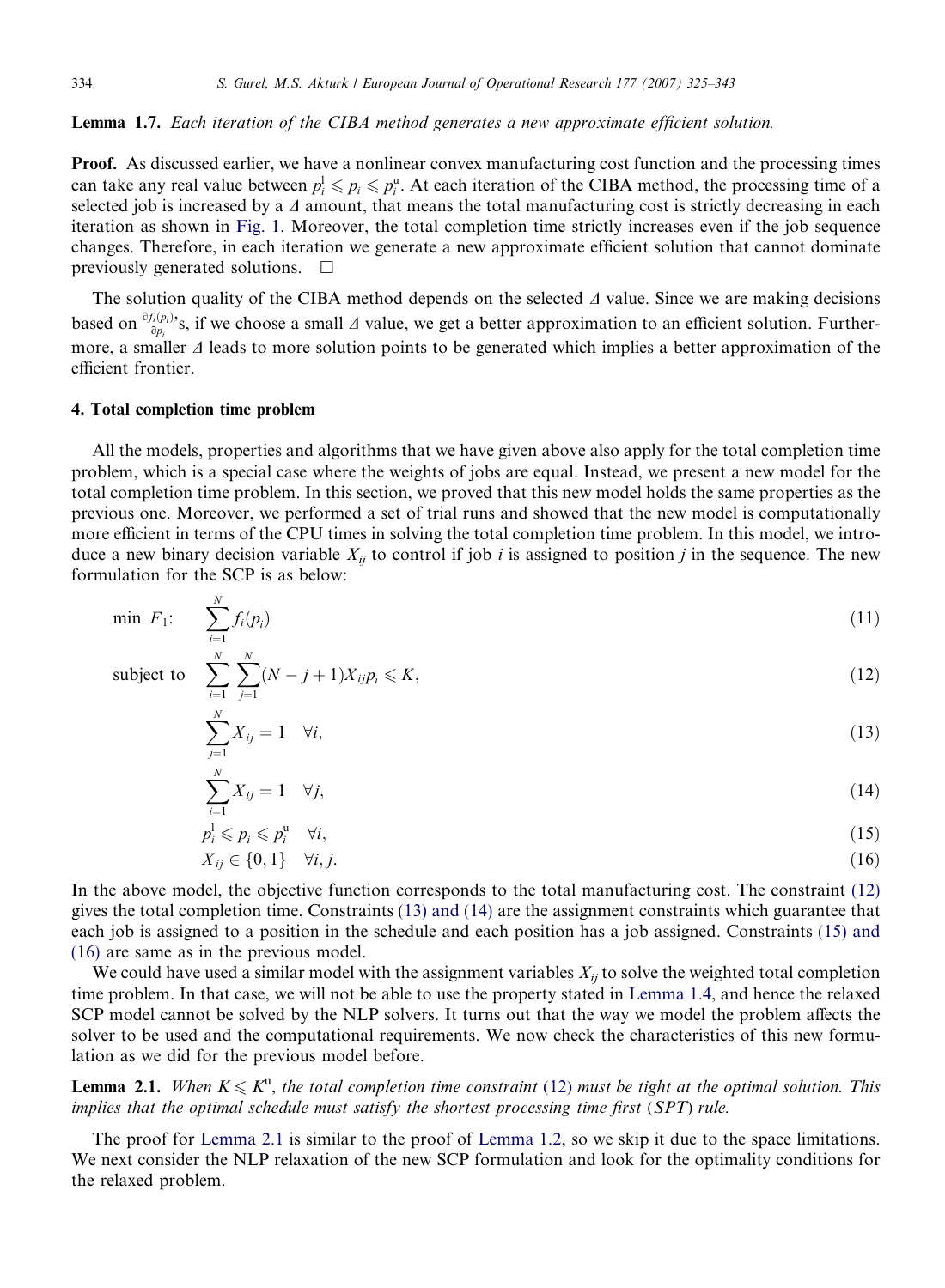**Lemma 1.7.** *Each iteration of the CIBA method generates a new approximate efficient solution.*

**Proof.** As discussed earlier, we have a nonlinear convex manufacturing cost function and the processing times can take any real value between $p_i^l \leqslant p_i \leqslant p_i^u$. At each iteration of the CIBA method, the processing time of a selected job is increased by a $\Delta$ amount, that means the total manufacturing cost is strictly decreasing in each iteration as shown in Fig. 1. Moreover, the total completion time strictly increases even if the job sequence changes. Therefore, in each iteration we generate a new approximate efficient solution that cannot dominate previously generated solutions. □

The solution quality of the CIBA method depends on the selected $\Delta$ value. Since we are making decisions based on $\frac{\partial f_i(p_i)}{\partial p_i}$'s, if we choose a small $\Delta$ value, we get a better approximation to an efficient solution. Furthermore, a smaller $\Delta$ leads to more solution points to be generated which implies a better approximation of the efficient frontier.

## 4. Total completion time problem

All the models, properties and algorithms that we have given above also apply for the total completion time problem, which is a special case where the weights of jobs are equal. Instead, we present a new model for the total completion time problem. In this section, we proved that this new model holds the same properties as the previous one. Moreover, we performed a set of trial runs and showed that the new model is computationally more efficient in terms of the CPU times in solving the total completion time problem. In this model, we introduce a new binary decision variable $X_{ij}$ to control if job $i$ is assigned to position $j$ in the sequence. The new formulation for the SCP is as below:

$$\min\ F_1: \quad \sum_{i=1}^{N} f_i(p_i) \tag{11}$$

$$\text{subject to} \quad \sum_{i=1}^{N}\sum_{j=1}^{N}(N-j+1)X_{ij}p_i \leqslant K, \tag{12}$$

$$\sum_{j=1}^{N} X_{ij} = 1 \quad \forall i, \tag{13}$$

$$\sum_{i=1}^{N} X_{ij} = 1 \quad \forall j, \tag{14}$$

$$p_i^l \leqslant p_i \leqslant p_i^u \quad \forall i, \tag{15}$$

$$X_{ij} \in \{0,1\} \quad \forall i,j. \tag{16}$$

In the above model, the objective function corresponds to the total manufacturing cost. The constraint (12) gives the total completion time. Constraints (13) and (14) are the assignment constraints which guarantee that each job is assigned to a position in the schedule and each position has a job assigned. Constraints (15) and (16) are same as in the previous model.

We could have used a similar model with the assignment variables $X_{ij}$ to solve the weighted total completion time problem. In that case, we will not be able to use the property stated in Lemma 1.4, and hence the relaxed SCP model cannot be solved by the NLP solvers. It turns out that the way we model the problem affects the solver to be used and the computational requirements. We now check the characteristics of this new formulation as we did for the previous model before.

**Lemma 2.1.** *When $K \leqslant K^u$, the total completion time constraint (12) must be tight at the optimal solution. This implies that the optimal schedule must satisfy the shortest processing time first (SPT) rule.*

The proof for Lemma 2.1 is similar to the proof of Lemma 1.2, so we skip it due to the space limitations. We next consider the NLP relaxation of the new SCP formulation and look for the optimality conditions for the relaxed problem.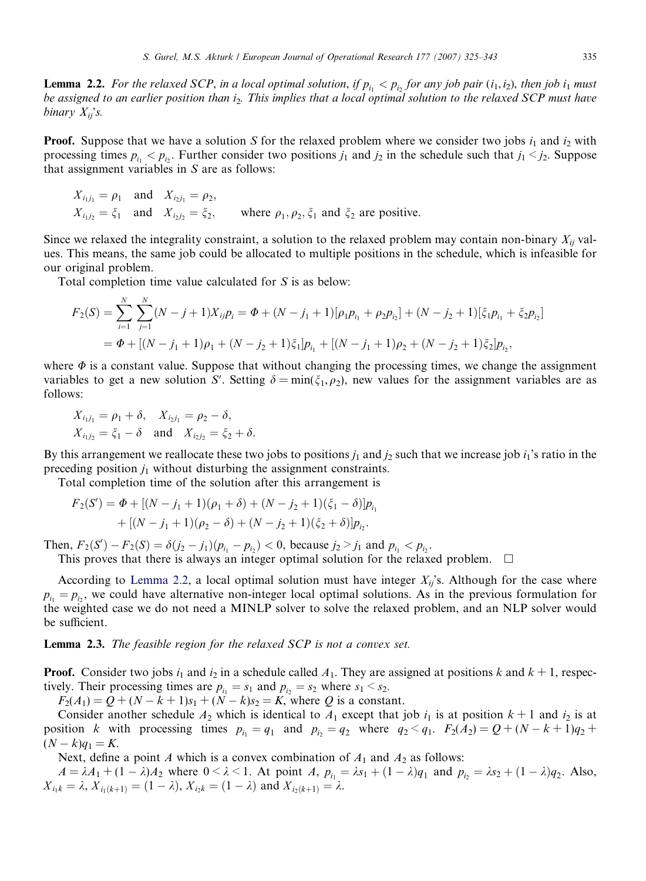**Lemma 2.2.** *For the relaxed SCP, in a local optimal solution, if $p_{i_1} < p_{i_2}$ for any job pair $(i_1, i_2)$, then job $i_1$ must be assigned to an earlier position than $i_2$. This implies that a local optimal solution to the relaxed SCP must have binary $X_{ij}$'s.*

**Proof.** Suppose that we have a solution $S$ for the relaxed problem where we consider two jobs $i_1$ and $i_2$ with processing times $p_{i_1} < p_{i_2}$. Further consider two positions $j_1$ and $j_2$ in the schedule such that $j_1 < j_2$. Suppose that assignment variables in $S$ are as follows:

$$X_{i_1 j_1} = \rho_1 \quad \text{and} \quad X_{i_2 j_1} = \rho_2,$$
$$X_{i_1 j_2} = \xi_1 \quad \text{and} \quad X_{i_2 j_2} = \xi_2, \qquad \text{where } \rho_1, \rho_2, \xi_1 \text{ and } \xi_2 \text{ are positive.}$$

Since we relaxed the integrality constraint, a solution to the relaxed problem may contain non-binary $X_{ij}$ values. This means, the same job could be allocated to multiple positions in the schedule, which is infeasible for our original problem.

Total completion time value calculated for $S$ is as below:

$$\begin{aligned} F_2(S) &= \sum_{i=1}^{N} \sum_{j=1}^{N} (N - j + 1) X_{ij} p_i = \Phi + (N - j_1 + 1)[\rho_1 p_{i_1} + \rho_2 p_{i_2}] + (N - j_2 + 1)[\xi_1 p_{i_1} + \xi_2 p_{i_2}] \\ &= \Phi + [(N - j_1 + 1)\rho_1 + (N - j_2 + 1)\xi_1] p_{i_1} + [(N - j_1 + 1)\rho_2 + (N - j_2 + 1)\xi_2] p_{i_2}, \end{aligned}$$

where $\Phi$ is a constant value. Suppose that without changing the processing times, we change the assignment variables to get a new solution $S'$. Setting $\delta = \min(\xi_1, \rho_2)$, new values for the assignment variables are as follows:

$$X_{i_1 j_1} = \rho_1 + \delta, \quad X_{i_2 j_1} = \rho_2 - \delta,$$
$$X_{i_1 j_2} = \xi_1 - \delta \quad \text{and} \quad X_{i_2 j_2} = \xi_2 + \delta.$$

By this arrangement we reallocate these two jobs to positions $j_1$ and $j_2$ such that we increase job $i_1$'s ratio in the preceding position $j_1$ without disturbing the assignment constraints.

Total completion time of the solution after this arrangement is

$$\begin{aligned} F_2(S') = \Phi &+ [(N - j_1 + 1)(\rho_1 + \delta) + (N - j_2 + 1)(\xi_1 - \delta)] p_{i_1} \\ &+ [(N - j_1 + 1)(\rho_2 - \delta) + (N - j_2 + 1)(\xi_2 + \delta)] p_{i_2}. \end{aligned}$$

Then, $F_2(S') - F_2(S) = \delta(j_2 - j_1)(p_{i_1} - p_{i_2}) < 0$, because $j_2 > j_1$ and $p_{i_1} < p_{i_2}$.

This proves that there is always an integer optimal solution for the relaxed problem. □

According to Lemma 2.2, a local optimal solution must have integer $X_{ij}$'s. Although for the case where $p_{i_1} = p_{i_2}$, we could have alternative non-integer local optimal solutions. As in the previous formulation for the weighted case we do not need a MINLP solver to solve the relaxed problem, and an NLP solver would be sufficient.

**Lemma 2.3.** *The feasible region for the relaxed SCP is not a convex set.*

**Proof.** Consider two jobs $i_1$ and $i_2$ in a schedule called $A_1$. They are assigned at positions $k$ and $k + 1$, respectively. Their processing times are $p_{i_1} = s_1$ and $p_{i_2} = s_2$ where $s_1 < s_2$.

$F_2(A_1) = Q + (N - k + 1)s_1 + (N - k)s_2 = K$, where $Q$ is a constant.

Consider another schedule $A_2$ which is identical to $A_1$ except that job $i_1$ is at position $k + 1$ and $i_2$ is at position $k$ with processing times $p_{i_1} = q_1$ and $p_{i_2} = q_2$ where $q_2 < q_1$. $F_2(A_2) = Q + (N - k + 1)q_2 + (N - k)q_1 = K$.

Next, define a point $A$ which is a convex combination of $A_1$ and $A_2$ as follows:

$A = \lambda A_1 + (1 - \lambda)A_2$ where $0 < \lambda < 1$. At point $A$, $p_{i_1} = \lambda s_1 + (1 - \lambda)q_1$ and $p_{i_2} = \lambda s_2 + (1 - \lambda)q_2$. Also, $X_{i_1 k} = \lambda$, $X_{i_1(k+1)} = (1 - \lambda)$, $X_{i_2 k} = (1 - \lambda)$ and $X_{i_2(k+1)} = \lambda$.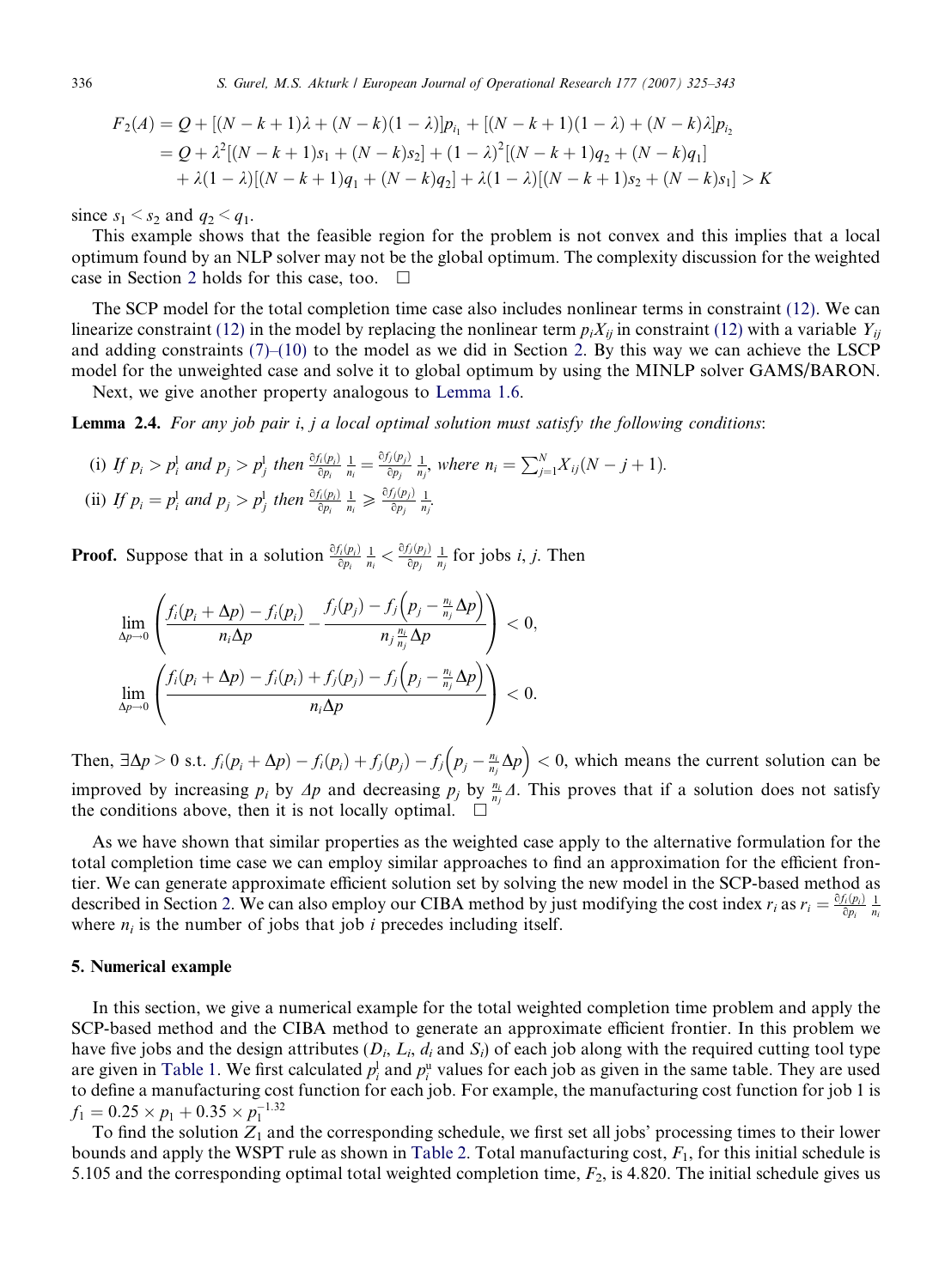$$
\begin{aligned}
F_2(A) &= Q + [(N-k+1)\lambda + (N-k)(1-\lambda)]p_{i_1} + [(N-k+1)(1-\lambda) + (N-k)\lambda]p_{i_2} \\
&= Q + \lambda^2[(N-k+1)s_1 + (N-k)s_2] + (1-\lambda)^2[(N-k+1)q_2 + (N-k)q_1] \\
&\quad + \lambda(1-\lambda)[(N-k+1)q_1 + (N-k)q_2] + \lambda(1-\lambda)[(N-k+1)s_2 + (N-k)s_1] > K
\end{aligned}
$$

since $s_1 < s_2$ and $q_2 < q_1$.

This example shows that the feasible region for the problem is not convex and this implies that a local optimum found by an NLP solver may not be the global optimum. The complexity discussion for the weighted case in Section 2 holds for this case, too. $\square$

The SCP model for the total completion time case also includes nonlinear terms in constraint (12). We can linearize constraint (12) in the model by replacing the nonlinear term $p_iX_{ij}$ in constraint (12) with a variable $Y_{ij}$ and adding constraints (7)–(10) to the model as we did in Section 2. By this way we can achieve the LSCP model for the unweighted case and solve it to global optimum by using the MINLP solver GAMS/BARON.

Next, we give another property analogous to Lemma 1.6.

**Lemma 2.4.** *For any job pair i, j a local optimal solution must satisfy the following conditions*:

(i) *If* $p_i > p_i^{\mathrm{l}}$ *and* $p_j > p_j^{\mathrm{l}}$ *then* $\frac{\partial f_i(p_i)}{\partial p_i}\frac{1}{n_i} = \frac{\partial f_j(p_j)}{\partial p_j}\frac{1}{n_j}$, *where* $n_i = \sum_{j=1}^{N} X_{ij}(N-j+1)$.

(ii) *If* $p_i = p_i^{\mathrm{l}}$ *and* $p_j > p_j^{\mathrm{l}}$ *then* $\frac{\partial f_i(p_i)}{\partial p_i}\frac{1}{n_i} \geqslant \frac{\partial f_j(p_j)}{\partial p_j}\frac{1}{n_j}$.

**Proof.** Suppose that in a solution $\frac{\partial f_i(p_i)}{\partial p_i}\frac{1}{n_i} < \frac{\partial f_j(p_j)}{\partial p_j}\frac{1}{n_j}$ for jobs $i$, $j$. Then

$$
\lim_{\Delta p \to 0}\left(\frac{f_i(p_i+\Delta p) - f_i(p_i)}{n_i \Delta p} - \frac{f_j(p_j) - f_j\left(p_j - \frac{n_i}{n_j}\Delta p\right)}{n_j \frac{n_i}{n_j}\Delta p}\right) < 0,
$$

$$
\lim_{\Delta p \to 0}\left(\frac{f_i(p_i+\Delta p) - f_i(p_i) + f_j(p_j) - f_j\left(p_j - \frac{n_i}{n_j}\Delta p\right)}{n_i \Delta p}\right) < 0.
$$

Then, $\exists \Delta p > 0$ s.t. $f_i(p_i+\Delta p) - f_i(p_i) + f_j(p_j) - f_j\left(p_j - \frac{n_i}{n_j}\Delta p\right) < 0$, which means the current solution can be improved by increasing $p_i$ by $\Delta p$ and decreasing $p_j$ by $\frac{n_i}{n_j}\Delta$. This proves that if a solution does not satisfy the conditions above, then it is not locally optimal. $\square$

As we have shown that similar properties as the weighted case apply to the alternative formulation for the total completion time case we can employ similar approaches to find an approximation for the efficient frontier. We can generate approximate efficient solution set by solving the new model in the SCP-based method as described in Section 2. We can also employ our CIBA method by just modifying the cost index $r_i$ as $r_i = \frac{\partial f_i(p_i)}{\partial p_i}\frac{1}{n_i}$ where $n_i$ is the number of jobs that job $i$ precedes including itself.

## 5. Numerical example

In this section, we give a numerical example for the total weighted completion time problem and apply the SCP-based method and the CIBA method to generate an approximate efficient frontier. In this problem we have five jobs and the design attributes ($D_i$, $L_i$, $d_i$ and $S_i$) of each job along with the required cutting tool type are given in Table 1. We first calculated $p_i^{\mathrm{l}}$ and $p_i^{\mathrm{u}}$ values for each job as given in the same table. They are used to define a manufacturing cost function for each job. For example, the manufacturing cost function for job 1 is $f_1 = 0.25 \times p_1 + 0.35 \times p_1^{-1.32}$

To find the solution $Z_1$ and the corresponding schedule, we first set all jobs' processing times to their lower bounds and apply the WSPT rule as shown in Table 2. Total manufacturing cost, $F_1$, for this initial schedule is 5.105 and the corresponding optimal total weighted completion time, $F_2$, is 4.820. The initial schedule gives us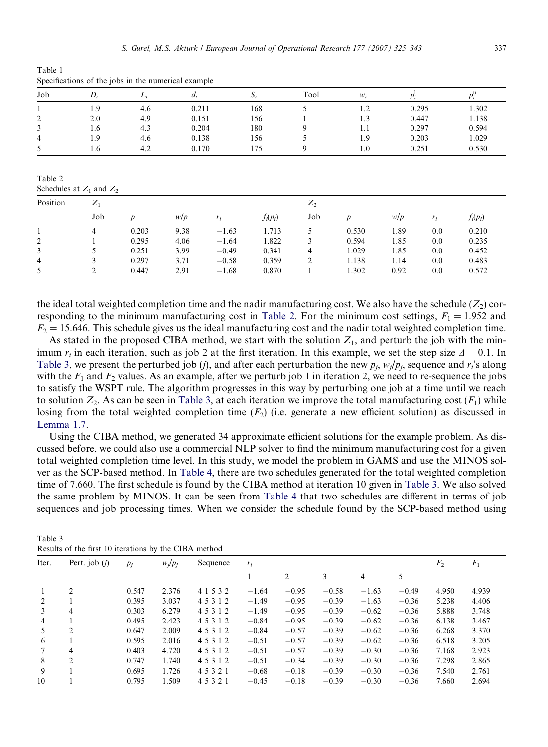Table 1
Specifications of the jobs in the numerical example

| Job | $D_i$ | $L_i$ | $d_i$ | $S_i$ | Tool | $w_i$ | $p_i^{\rm l}$ | $p_i^{\rm u}$ |
|---|---|---|---|---|---|---|---|---|
| 1 | 1.9 | 4.6 | 0.211 | 168 | 5 | 1.2 | 0.295 | 1.302 |
| 2 | 2.0 | 4.9 | 0.151 | 156 | 1 | 1.3 | 0.447 | 1.138 |
| 3 | 1.6 | 4.3 | 0.204 | 180 | 9 | 1.1 | 0.297 | 0.594 |
| 4 | 1.9 | 4.6 | 0.138 | 156 | 5 | 1.9 | 0.203 | 1.029 |
| 5 | 1.6 | 4.2 | 0.170 | 175 | 9 | 1.0 | 0.251 | 0.530 |

Table 2
Schedules at $Z_1$ and $Z_2$

| Position | $Z_1$ | | | | | $Z_2$ | | | | |
|---|---|---|---|---|---|---|---|---|---|---|
| | Job | $p$ | $w/p$ | $r_i$ | $f_i(p_i)$ | Job | $p$ | $w/p$ | $r_i$ | $f_i(p_i)$ |
| 1 | 4 | 0.203 | 9.38 | −1.63 | 1.713 | 5 | 0.530 | 1.89 | 0.0 | 0.210 |
| 2 | 1 | 0.295 | 4.06 | −1.64 | 1.822 | 3 | 0.594 | 1.85 | 0.0 | 0.235 |
| 3 | 5 | 0.251 | 3.99 | −0.49 | 0.341 | 4 | 1.029 | 1.85 | 0.0 | 0.452 |
| 4 | 3 | 0.297 | 3.71 | −0.58 | 0.359 | 2 | 1.138 | 1.14 | 0.0 | 0.483 |
| 5 | 2 | 0.447 | 2.91 | −1.68 | 0.870 | 1 | 1.302 | 0.92 | 0.0 | 0.572 |

the ideal total weighted completion time and the nadir manufacturing cost. We also have the schedule ($Z_2$) corresponding to the minimum manufacturing cost in Table 2. For the minimum cost settings, $F_1 = 1.952$ and $F_2 = 15.646$. This schedule gives us the ideal manufacturing cost and the nadir total weighted completion time.

As stated in the proposed CIBA method, we start with the solution $Z_1$, and perturb the job with the minimum $r_i$ in each iteration, such as job 2 at the first iteration. In this example, we set the step size $\Delta = 0.1$. In Table 3, we present the perturbed job ($j$), and after each perturbation the new $p_j$, $w_j/p_j$, sequence and $r_i$'s along with the $F_1$ and $F_2$ values. As an example, after we perturb job 1 in iteration 2, we need to re-sequence the jobs to satisfy the WSPT rule. The algorithm progresses in this way by perturbing one job at a time until we reach to solution $Z_2$. As can be seen in Table 3, at each iteration we improve the total manufacturing cost ($F_1$) while losing from the total weighted completion time ($F_2$) (i.e. generate a new efficient solution) as discussed in Lemma 1.7.

Using the CIBA method, we generated 34 approximate efficient solutions for the example problem. As discussed before, we could also use a commercial NLP solver to find the minimum manufacturing cost for a given total weighted completion time level. In this study, we model the problem in GAMS and use the MINOS solver as the SCP-based method. In Table 4, there are two schedules generated for the total weighted completion time of 7.660. The first schedule is found by the CIBA method at iteration 10 given in Table 3. We also solved the same problem by MINOS. It can be seen from Table 4 that two schedules are different in terms of job sequences and job processing times. When we consider the schedule found by the SCP-based method using

Table 3
Results of the first 10 iterations by the CIBA method

| Iter. | Pert. job ($j$) | $p_j$ | $w_j/p_j$ | Sequence | $r_i$ | | | | | $F_2$ | $F_1$ |
|---|---|---|---|---|---|---|---|---|---|---|---|
| | | | | | 1 | 2 | 3 | 4 | 5 | | |
| 1 | 2 | 0.547 | 2.376 | 4 1 5 3 2 | −1.64 | −0.95 | −0.58 | −1.63 | −0.49 | 4.950 | 4.939 |
| 2 | 1 | 0.395 | 3.037 | 4 5 3 1 2 | −1.49 | −0.95 | −0.39 | −1.63 | −0.36 | 5.238 | 4.406 |
| 3 | 4 | 0.303 | 6.279 | 4 5 3 1 2 | −1.49 | −0.95 | −0.39 | −0.62 | −0.36 | 5.888 | 3.748 |
| 4 | 1 | 0.495 | 2.423 | 4 5 3 1 2 | −0.84 | −0.95 | −0.39 | −0.62 | −0.36 | 6.138 | 3.467 |
| 5 | 2 | 0.647 | 2.009 | 4 5 3 1 2 | −0.84 | −0.57 | −0.39 | −0.62 | −0.36 | 6.268 | 3.370 |
| 6 | 1 | 0.595 | 2.016 | 4 5 3 1 2 | −0.51 | −0.57 | −0.39 | −0.62 | −0.36 | 6.518 | 3.205 |
| 7 | 4 | 0.403 | 4.720 | 4 5 3 1 2 | −0.51 | −0.57 | −0.39 | −0.30 | −0.36 | 7.168 | 2.923 |
| 8 | 2 | 0.747 | 1.740 | 4 5 3 1 2 | −0.51 | −0.34 | −0.39 | −0.30 | −0.36 | 7.298 | 2.865 |
| 9 | 1 | 0.695 | 1.726 | 4 5 3 2 1 | −0.68 | −0.18 | −0.39 | −0.30 | −0.36 | 7.540 | 2.761 |
| 10 | 1 | 0.795 | 1.509 | 4 5 3 2 1 | −0.45 | −0.18 | −0.39 | −0.30 | −0.36 | 7.660 | 2.694 |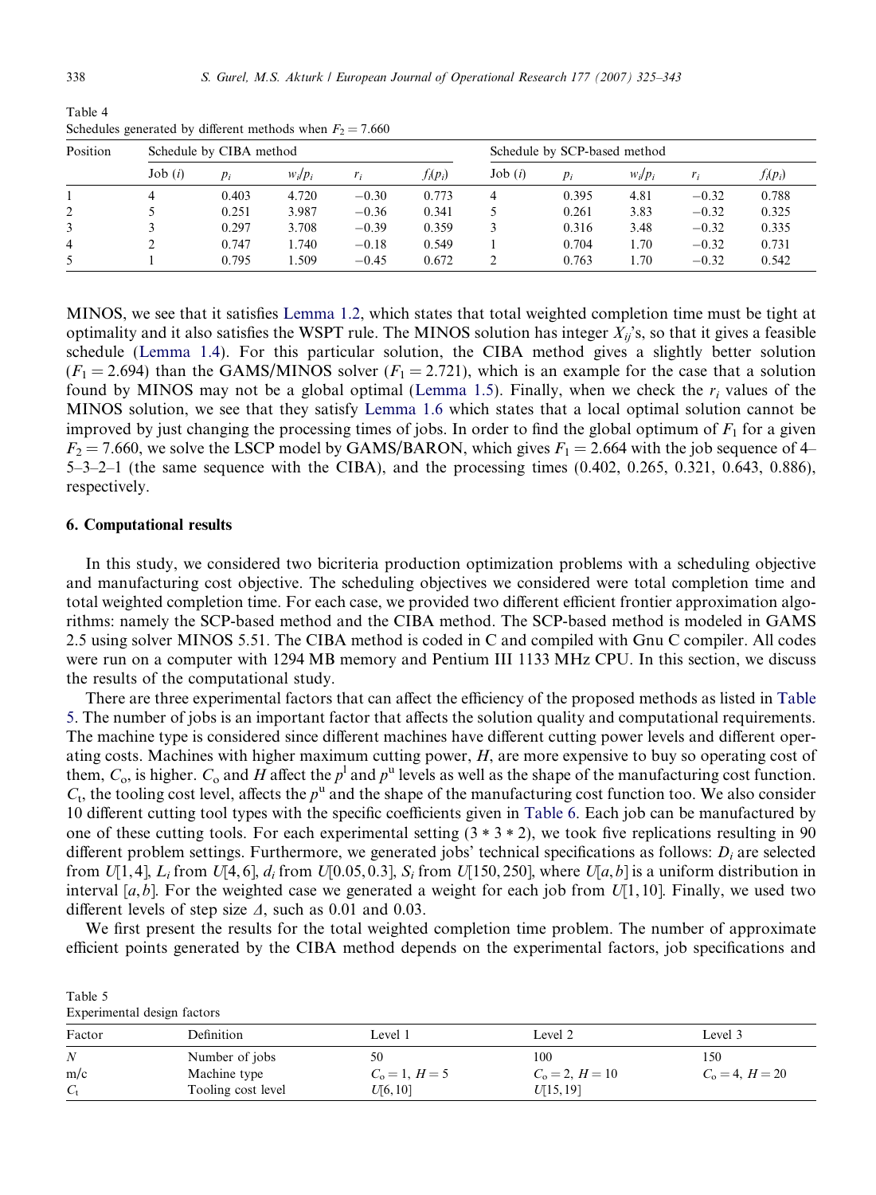Table 4
Schedules generated by different methods when $F_2 = 7.660$

| Position | Schedule by CIBA method | | | | | Schedule by SCP-based method | | | | |
|---|---|---|---|---|---|---|---|---|---|---|
| | Job ($i$) | $p_i$ | $w_i/p_i$ | $r_i$ | $f_i(p_i)$ | Job ($i$) | $p_i$ | $w_i/p_i$ | $r_i$ | $f_i(p_i)$ |
| 1 | 4 | 0.403 | 4.720 | −0.30 | 0.773 | 4 | 0.395 | 4.81 | −0.32 | 0.788 |
| 2 | 5 | 0.251 | 3.987 | −0.36 | 0.341 | 5 | 0.261 | 3.83 | −0.32 | 0.325 |
| 3 | 3 | 0.297 | 3.708 | −0.39 | 0.359 | 3 | 0.316 | 3.48 | −0.32 | 0.335 |
| 4 | 2 | 0.747 | 1.740 | −0.18 | 0.549 | 1 | 0.704 | 1.70 | −0.32 | 0.731 |
| 5 | 1 | 0.795 | 1.509 | −0.45 | 0.672 | 2 | 0.763 | 1.70 | −0.32 | 0.542 |

MINOS, we see that it satisfies Lemma 1.2, which states that total weighted completion time must be tight at optimality and it also satisfies the WSPT rule. The MINOS solution has integer $X_{ij}$'s, so that it gives a feasible schedule (Lemma 1.4). For this particular solution, the CIBA method gives a slightly better solution ($F_1 = 2.694$) than the GAMS/MINOS solver ($F_1 = 2.721$), which is an example for the case that a solution found by MINOS may not be a global optimal (Lemma 1.5). Finally, when we check the $r_i$ values of the MINOS solution, we see that they satisfy Lemma 1.6 which states that a local optimal solution cannot be improved by just changing the processing times of jobs. In order to find the global optimum of $F_1$ for a given $F_2 = 7.660$, we solve the LSCP model by GAMS/BARON, which gives $F_1 = 2.664$ with the job sequence of 4–5–3–2–1 (the same sequence with the CIBA), and the processing times (0.402, 0.265, 0.321, 0.643, 0.886), respectively.

## 6. Computational results

In this study, we considered two bicriteria production optimization problems with a scheduling objective and manufacturing cost objective. The scheduling objectives we considered were total completion time and total weighted completion time. For each case, we provided two different efficient frontier approximation algorithms: namely the SCP-based method and the CIBA method. The SCP-based method is modeled in GAMS 2.5 using solver MINOS 5.51. The CIBA method is coded in C and compiled with Gnu C compiler. All codes were run on a computer with 1294 MB memory and Pentium III 1133 MHz CPU. In this section, we discuss the results of the computational study.

There are three experimental factors that can affect the efficiency of the proposed methods as listed in Table 5. The number of jobs is an important factor that affects the solution quality and computational requirements. The machine type is considered since different machines have different cutting power levels and different operating costs. Machines with higher maximum cutting power, $H$, are more expensive to buy so operating cost of them, $C_o$, is higher. $C_o$ and $H$ affect the $p^l$ and $p^u$ levels as well as the shape of the manufacturing cost function. $C_t$, the tooling cost level, affects the $p^u$ and the shape of the manufacturing cost function too. We also consider 10 different cutting tool types with the specific coefficients given in Table 6. Each job can be manufactured by one of these cutting tools. For each experimental setting ($3 * 3 * 2$), we took five replications resulting in 90 different problem settings. Furthermore, we generated jobs' technical specifications as follows: $D_i$ are selected from $U[1, 4]$, $L_i$ from $U[4, 6]$, $d_i$ from $U[0.05, 0.3]$, $S_i$ from $U[150, 250]$, where $U[a, b]$ is a uniform distribution in interval $[a, b]$. For the weighted case we generated a weight for each job from $U[1, 10]$. Finally, we used two different levels of step size $\Delta$, such as 0.01 and 0.03.

We first present the results for the total weighted completion time problem. The number of approximate efficient points generated by the CIBA method depends on the experimental factors, job specifications and

Table 5
Experimental design factors

| Factor | Definition | Level 1 | Level 2 | Level 3 |
|---|---|---|---|---|
| $N$ | Number of jobs | 50 | 100 | 150 |
| m/c | Machine type | $C_o = 1$, $H = 5$ | $C_o = 2$, $H = 10$ | $C_o = 4$, $H = 20$ |
| $C_t$ | Tooling cost level | $U[6, 10]$ | $U[15, 19]$ | |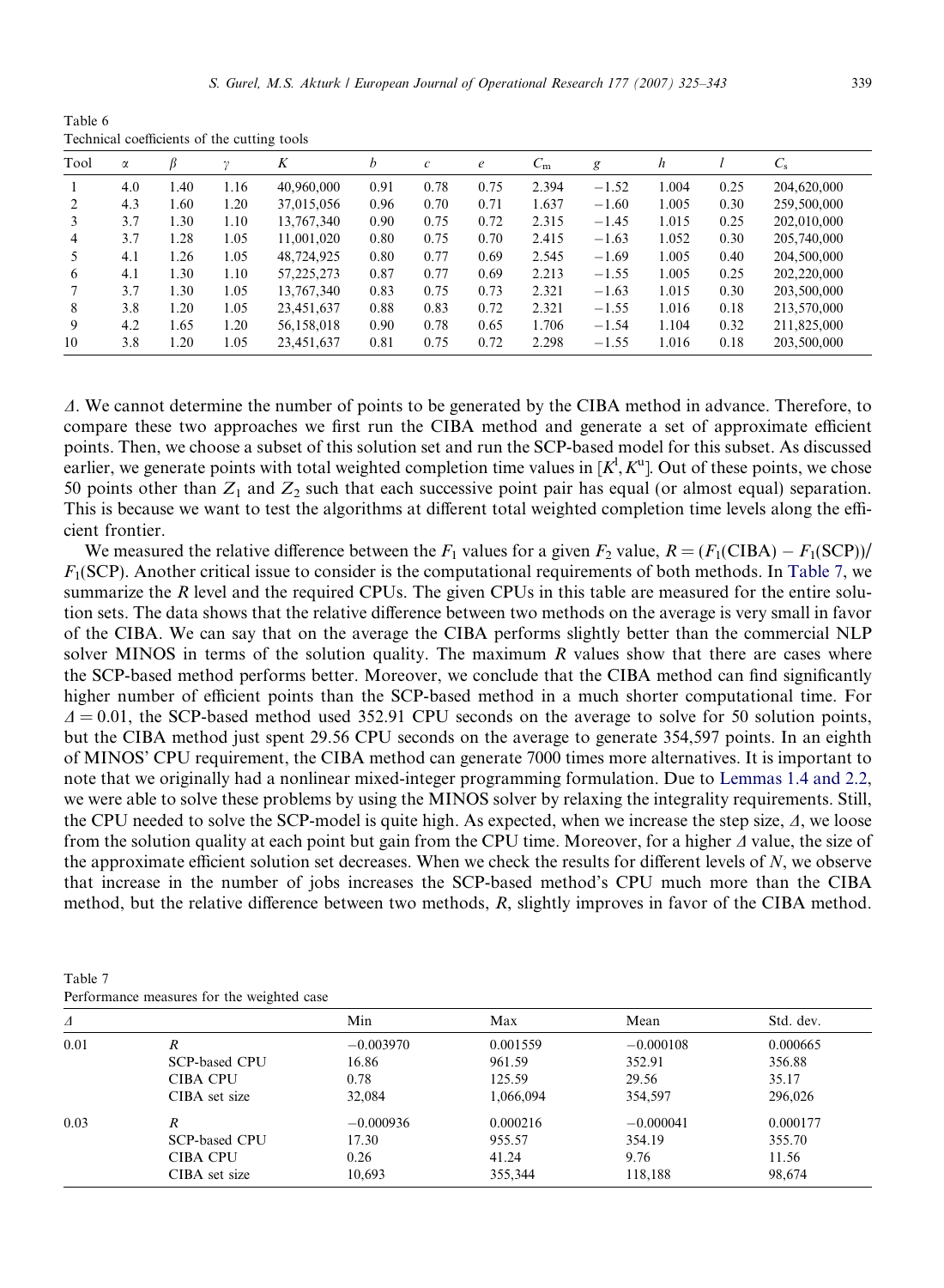Table 6
Technical coefficients of the cutting tools

| Tool | $\alpha$ | $\beta$ | $\gamma$ | $K$ | $b$ | $c$ | $e$ | $C_{\mathrm{m}}$ | $g$ | $h$ | $l$ | $C_{\mathrm{s}}$ |
|---|---|---|---|---|---|---|---|---|---|---|---|---|
| 1 | 4.0 | 1.40 | 1.16 | 40,960,000 | 0.91 | 0.78 | 0.75 | 2.394 | −1.52 | 1.004 | 0.25 | 204,620,000 |
| 2 | 4.3 | 1.60 | 1.20 | 37,015,056 | 0.96 | 0.70 | 0.71 | 1.637 | −1.60 | 1.005 | 0.30 | 259,500,000 |
| 3 | 3.7 | 1.30 | 1.10 | 13,767,340 | 0.90 | 0.75 | 0.72 | 2.315 | −1.45 | 1.015 | 0.25 | 202,010,000 |
| 4 | 3.7 | 1.28 | 1.05 | 11,001,020 | 0.80 | 0.75 | 0.70 | 2.415 | −1.63 | 1.052 | 0.30 | 205,740,000 |
| 5 | 4.1 | 1.26 | 1.05 | 48,724,925 | 0.80 | 0.77 | 0.69 | 2.545 | −1.69 | 1.005 | 0.40 | 204,500,000 |
| 6 | 4.1 | 1.30 | 1.10 | 57,225,273 | 0.87 | 0.77 | 0.69 | 2.213 | −1.55 | 1.005 | 0.25 | 202,220,000 |
| 7 | 3.7 | 1.30 | 1.05 | 13,767,340 | 0.83 | 0.75 | 0.73 | 2.321 | −1.63 | 1.015 | 0.30 | 203,500,000 |
| 8 | 3.8 | 1.20 | 1.05 | 23,451,637 | 0.88 | 0.83 | 0.72 | 2.321 | −1.55 | 1.016 | 0.18 | 213,570,000 |
| 9 | 4.2 | 1.65 | 1.20 | 56,158,018 | 0.90 | 0.78 | 0.65 | 1.706 | −1.54 | 1.104 | 0.32 | 211,825,000 |
| 10 | 3.8 | 1.20 | 1.05 | 23,451,637 | 0.81 | 0.75 | 0.72 | 2.298 | −1.55 | 1.016 | 0.18 | 203,500,000 |

$\Delta$. We cannot determine the number of points to be generated by the CIBA method in advance. Therefore, to compare these two approaches we first run the CIBA method and generate a set of approximate efficient points. Then, we choose a subset of this solution set and run the SCP-based model for this subset. As discussed earlier, we generate points with total weighted completion time values in $[K^{\mathrm{l}}, K^{\mathrm{u}}]$. Out of these points, we chose 50 points other than $Z_1$ and $Z_2$ such that each successive point pair has equal (or almost equal) separation. This is because we want to test the algorithms at different total weighted completion time levels along the efficient frontier.

We measured the relative difference between the $F_1$ values for a given $F_2$ value, $R = (F_1(\mathrm{CIBA}) - F_1(\mathrm{SCP}))/F_1(\mathrm{SCP})$. Another critical issue to consider is the computational requirements of both methods. In Table 7, we summarize the $R$ level and the required CPUs. The given CPUs in this table are measured for the entire solution sets. The data shows that the relative difference between two methods on the average is very small in favor of the CIBA. We can say that on the average the CIBA performs slightly better than the commercial NLP solver MINOS in terms of the solution quality. The maximum $R$ values show that there are cases where the SCP-based method performs better. Moreover, we conclude that the CIBA method can find significantly higher number of efficient points than the SCP-based method in a much shorter computational time. For $\Delta = 0.01$, the SCP-based method used 352.91 CPU seconds on the average to solve for 50 solution points, but the CIBA method just spent 29.56 CPU seconds on the average to generate 354,597 points. In an eighth of MINOS' CPU requirement, the CIBA method can generate 7000 times more alternatives. It is important to note that we originally had a nonlinear mixed-integer programming formulation. Due to Lemmas 1.4 and 2.2, we were able to solve these problems by using the MINOS solver by relaxing the integrality requirements. Still, the CPU needed to solve the SCP-model is quite high. As expected, when we increase the step size, $\Delta$, we loose from the solution quality at each point but gain from the CPU time. Moreover, for a higher $\Delta$ value, the size of the approximate efficient solution set decreases. When we check the results for different levels of $N$, we observe that increase in the number of jobs increases the SCP-based method's CPU much more than the CIBA method, but the relative difference between two methods, $R$, slightly improves in favor of the CIBA method.

Table 7
Performance measures for the weighted case

| $\Delta$ | | Min | Max | Mean | Std. dev. |
|---|---|---|---|---|---|
| 0.01 | $R$ | −0.003970 | 0.001559 | −0.000108 | 0.000665 |
| | SCP-based CPU | 16.86 | 961.59 | 352.91 | 356.88 |
| | CIBA CPU | 0.78 | 125.59 | 29.56 | 35.17 |
| | CIBA set size | 32,084 | 1,066,094 | 354,597 | 296,026 |
| 0.03 | $R$ | −0.000936 | 0.000216 | −0.000041 | 0.000177 |
| | SCP-based CPU | 17.30 | 955.57 | 354.19 | 355.70 |
| | CIBA CPU | 0.26 | 41.24 | 9.76 | 11.56 |
| | CIBA set size | 10,693 | 355,344 | 118,188 | 98,674 |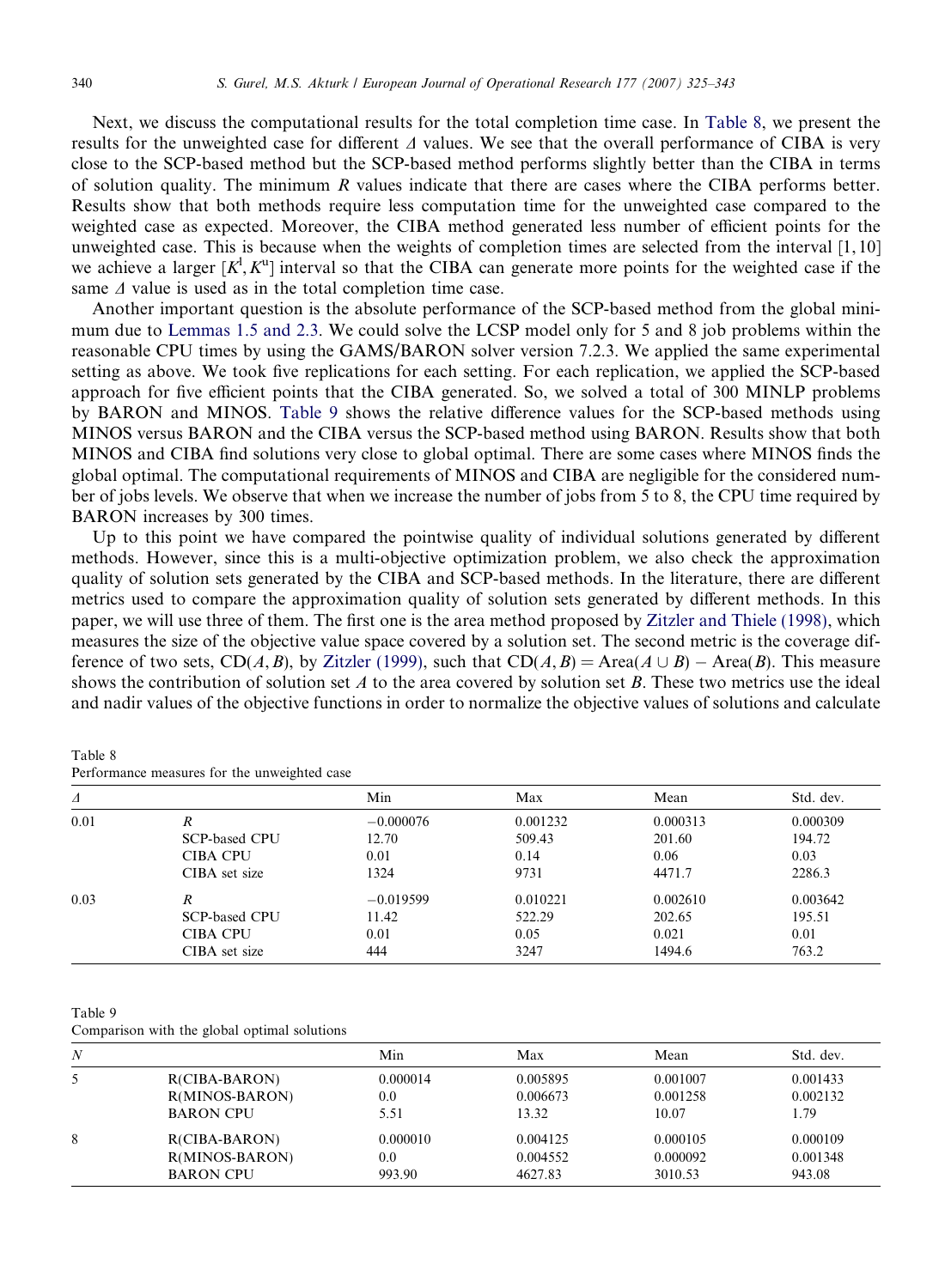Next, we discuss the computational results for the total completion time case. In Table 8, we present the results for the unweighted case for different $\Delta$ values. We see that the overall performance of CIBA is very close to the SCP-based method but the SCP-based method performs slightly better than the CIBA in terms of solution quality. The minimum $R$ values indicate that there are cases where the CIBA performs better. Results show that both methods require less computation time for the unweighted case compared to the weighted case as expected. Moreover, the CIBA method generated less number of efficient points for the unweighted case. This is because when the weights of completion times are selected from the interval $[1, 10]$ we achieve a larger $[K^l, K^u]$ interval so that the CIBA can generate more points for the weighted case if the same $\Delta$ value is used as in the total completion time case.

Another important question is the absolute performance of the SCP-based method from the global minimum due to Lemmas 1.5 and 2.3. We could solve the LCSP model only for 5 and 8 job problems within the reasonable CPU times by using the GAMS/BARON solver version 7.2.3. We applied the same experimental setting as above. We took five replications for each setting. For each replication, we applied the SCP-based approach for five efficient points that the CIBA generated. So, we solved a total of 300 MINLP problems by BARON and MINOS. Table 9 shows the relative difference values for the SCP-based methods using MINOS versus BARON and the CIBA versus the SCP-based method using BARON. Results show that both MINOS and CIBA find solutions very close to global optimal. There are some cases where MINOS finds the global optimal. The computational requirements of MINOS and CIBA are negligible for the considered number of jobs levels. We observe that when we increase the number of jobs from 5 to 8, the CPU time required by BARON increases by 300 times.

Up to this point we have compared the pointwise quality of individual solutions generated by different methods. However, since this is a multi-objective optimization problem, we also check the approximation quality of solution sets generated by the CIBA and SCP-based methods. In the literature, there are different metrics used to compare the approximation quality of solution sets generated by different methods. In this paper, we will use three of them. The first one is the area method proposed by Zitzler and Thiele (1998), which measures the size of the objective value space covered by a solution set. The second metric is the coverage difference of two sets, $\mathrm{CD}(A, B)$, by Zitzler (1999), such that $\mathrm{CD}(A, B) = \mathrm{Area}(A \cup B) - \mathrm{Area}(B)$. This measure shows the contribution of solution set $A$ to the area covered by solution set $B$. These two metrics use the ideal and nadir values of the objective functions in order to normalize the objective values of solutions and calculate

Table 8
Performance measures for the unweighted case

| $\Delta$ | | Min | Max | Mean | Std. dev. |
|---|---|---|---|---|---|
| 0.01 | $R$ | −0.000076 | 0.001232 | 0.000313 | 0.000309 |
| | SCP-based CPU | 12.70 | 509.43 | 201.60 | 194.72 |
| | CIBA CPU | 0.01 | 0.14 | 0.06 | 0.03 |
| | CIBA set size | 1324 | 9731 | 4471.7 | 2286.3 |
| 0.03 | $R$ | −0.019599 | 0.010221 | 0.002610 | 0.003642 |
| | SCP-based CPU | 11.42 | 522.29 | 202.65 | 195.51 |
| | CIBA CPU | 0.01 | 0.05 | 0.021 | 0.01 |
| | CIBA set size | 444 | 3247 | 1494.6 | 763.2 |

Table 9
Comparison with the global optimal solutions

| $N$ | | Min | Max | Mean | Std. dev. |
|---|---|---|---|---|---|
| 5 | R(CIBA-BARON) | 0.000014 | 0.005895 | 0.001007 | 0.001433 |
| | R(MINOS-BARON) | 0.0 | 0.006673 | 0.001258 | 0.002132 |
| | BARON CPU | 5.51 | 13.32 | 10.07 | 1.79 |
| 8 | R(CIBA-BARON) | 0.000010 | 0.004125 | 0.000105 | 0.000109 |
| | R(MINOS-BARON) | 0.0 | 0.004552 | 0.000092 | 0.001348 |
| | BARON CPU | 993.90 | 4627.83 | 3010.53 | 943.08 |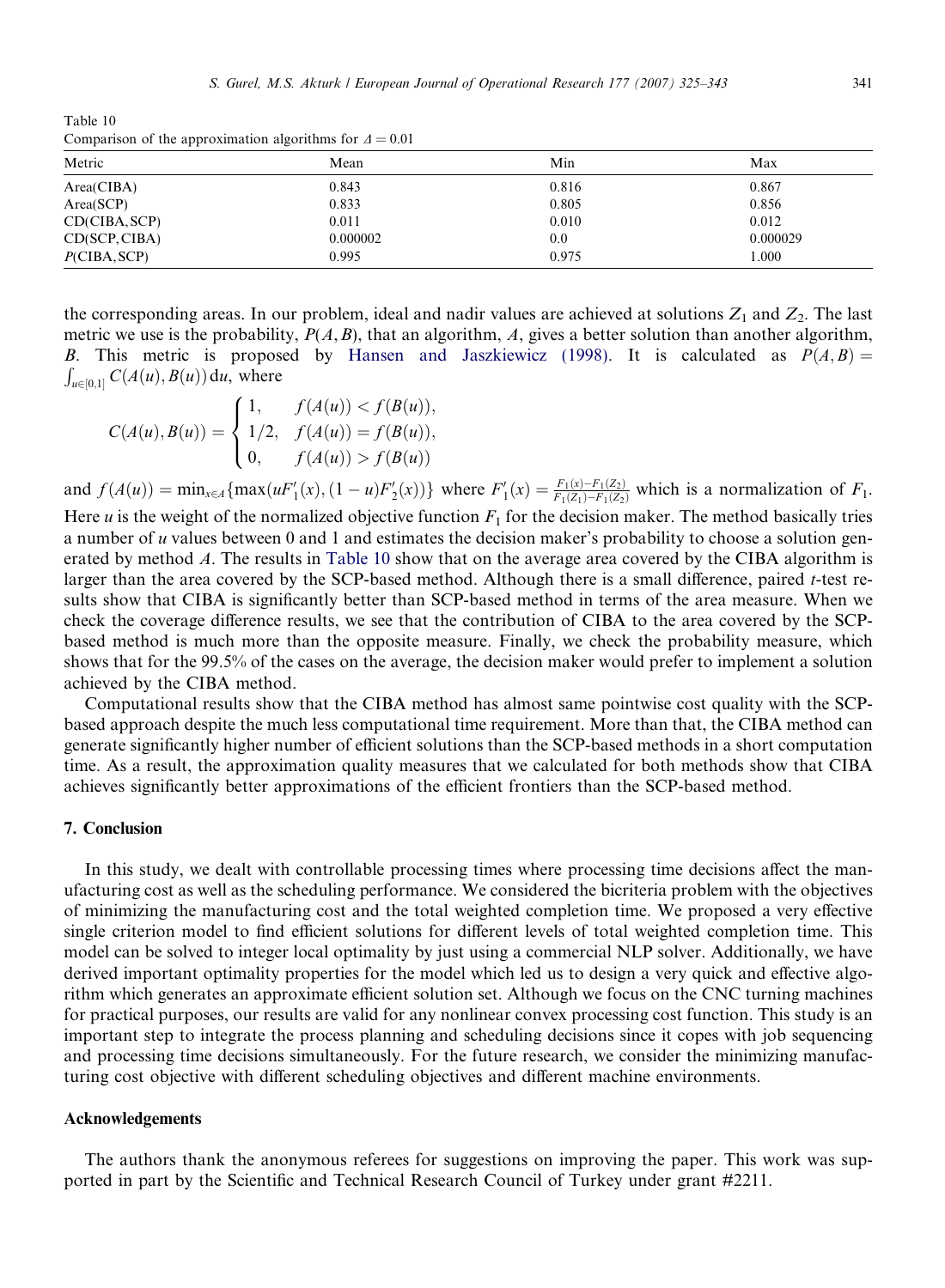Table 10
Comparison of the approximation algorithms for $\Delta = 0.01$

| Metric | Mean | Min | Max |
|---|---|---|---|
| Area(CIBA) | 0.843 | 0.816 | 0.867 |
| Area(SCP) | 0.833 | 0.805 | 0.856 |
| CD(CIBA, SCP) | 0.011 | 0.010 | 0.012 |
| CD(SCP, CIBA) | 0.000002 | 0.0 | 0.000029 |
| $P$(CIBA, SCP) | 0.995 | 0.975 | 1.000 |

the corresponding areas. In our problem, ideal and nadir values are achieved at solutions $Z_1$ and $Z_2$. The last metric we use is the probability, $P(A, B)$, that an algorithm, $A$, gives a better solution than another algorithm, $B$. This metric is proposed by Hansen and Jaszkiewicz (1998). It is calculated as $P(A, B) = \int_{u \in [0,1]} C(A(u), B(u))\,\mathrm{d}u$, where

$$C(A(u), B(u)) = \begin{cases} 1, & f(A(u)) < f(B(u)), \\ 1/2, & f(A(u)) = f(B(u)), \\ 0, & f(A(u)) > f(B(u)) \end{cases}$$

and $f(A(u)) = \min_{x \in A}\{\max(uF_1'(x), (1-u)F_2'(x))\}$ where $F_1'(x) = \frac{F_1(x) - F_1(Z_2)}{F_1(Z_1) - F_1(Z_2)}$ which is a normalization of $F_1$. Here $u$ is the weight of the normalized objective function $F_1$ for the decision maker. The method basically tries a number of $u$ values between 0 and 1 and estimates the decision maker's probability to choose a solution generated by method $A$. The results in Table 10 show that on the average area covered by the CIBA algorithm is larger than the area covered by the SCP-based method. Although there is a small difference, paired $t$-test results show that CIBA is significantly better than SCP-based method in terms of the area measure. When we check the coverage difference results, we see that the contribution of CIBA to the area covered by the SCP-based method is much more than the opposite measure. Finally, we check the probability measure, which shows that for the 99.5% of the cases on the average, the decision maker would prefer to implement a solution achieved by the CIBA method.

Computational results show that the CIBA method has almost same pointwise cost quality with the SCP-based approach despite the much less computational time requirement. More than that, the CIBA method can generate significantly higher number of efficient solutions than the SCP-based methods in a short computation time. As a result, the approximation quality measures that we calculated for both methods show that CIBA achieves significantly better approximations of the efficient frontiers than the SCP-based method.

## 7. Conclusion

In this study, we dealt with controllable processing times where processing time decisions affect the manufacturing cost as well as the scheduling performance. We considered the bicriteria problem with the objectives of minimizing the manufacturing cost and the total weighted completion time. We proposed a very effective single criterion model to find efficient solutions for different levels of total weighted completion time. This model can be solved to integer local optimality by just using a commercial NLP solver. Additionally, we have derived important optimality properties for the model which led us to design a very quick and effective algorithm which generates an approximate efficient solution set. Although we focus on the CNC turning machines for practical purposes, our results are valid for any nonlinear convex processing cost function. This study is an important step to integrate the process planning and scheduling decisions since it copes with job sequencing and processing time decisions simultaneously. For the future research, we consider the minimizing manufacturing cost objective with different scheduling objectives and different machine environments.

## Acknowledgements

The authors thank the anonymous referees for suggestions on improving the paper. This work was supported in part by the Scientific and Technical Research Council of Turkey under grant #2211.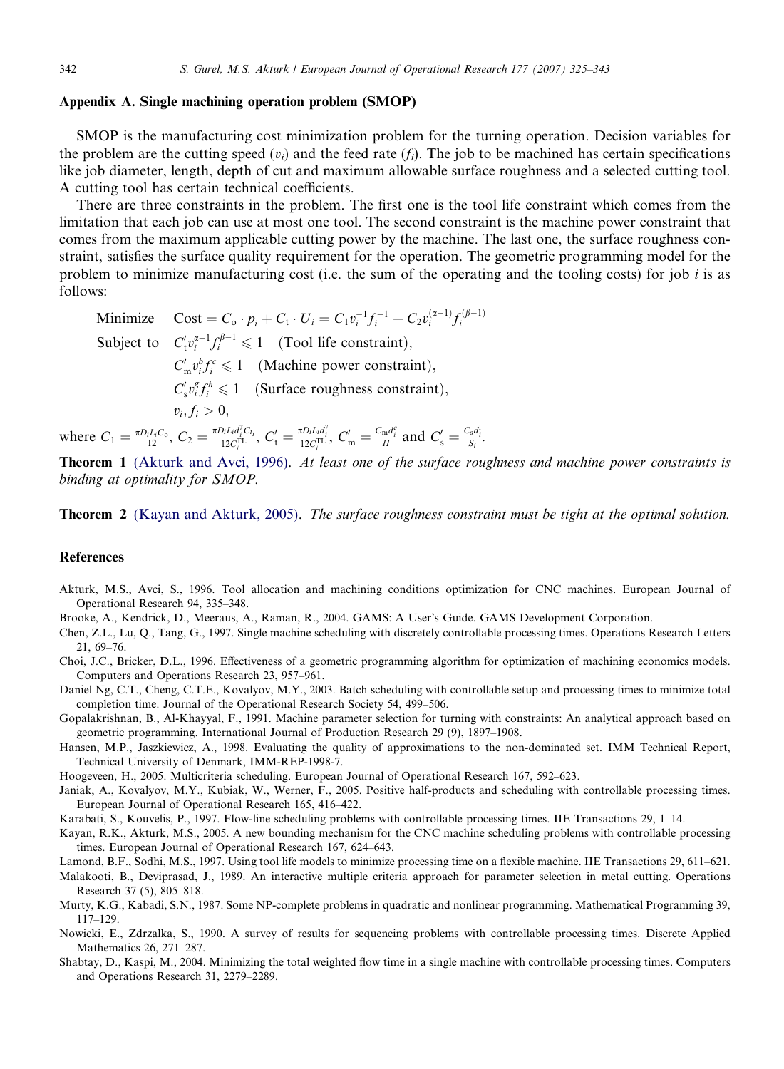## Appendix A. Single machining operation problem (SMOP)

SMOP is the manufacturing cost minimization problem for the turning operation. Decision variables for the problem are the cutting speed ($v_i$) and the feed rate ($f_i$). The job to be machined has certain specifications like job diameter, length, depth of cut and maximum allowable surface roughness and a selected cutting tool. A cutting tool has certain technical coefficients.

There are three constraints in the problem. The first one is the tool life constraint which comes from the limitation that each job can use at most one tool. The second constraint is the machine power constraint that comes from the maximum applicable cutting power by the machine. The last one, the surface roughness constraint, satisfies the surface quality requirement for the operation. The geometric programming model for the problem to minimize manufacturing cost (i.e. the sum of the operating and the tooling costs) for job $i$ is as follows:

$$
\begin{aligned}
\text{Minimize} \quad & \text{Cost} = C_o \cdot p_i + C_t \cdot U_i = C_1 v_i^{-1} f_i^{-1} + C_2 v_i^{(\alpha-1)} f_i^{(\beta-1)} \\
\text{Subject to} \quad & C_t' v_i^{\alpha-1} f_i^{\beta-1} \leqslant 1 \quad \text{(Tool life constraint)}, \\
& C_m' v_i^{b} f_i^{c} \leqslant 1 \quad \text{(Machine power constraint)}, \\
& C_s' v_i^{g} f_i^{h} \leqslant 1 \quad \text{(Surface roughness constraint)}, \\
& v_i, f_i > 0,
\end{aligned}
$$

where $C_1 = \frac{\pi D_i L_i C_o}{12}$, $C_2 = \frac{\pi D_i L_i d_i^{\gamma} C_{t_i}}{12 C_i^{\text{TL}}}$, $C_t' = \frac{\pi D_i L_i d_i^{\gamma}}{12 C_i^{\text{TL}}}$, $C_m' = \frac{C_m d_i^{e}}{H}$ and $C_s' = \frac{C_s d_i^{l}}{S_i}$.

**Theorem 1** (Akturk and Avci, 1996). *At least one of the surface roughness and machine power constraints is binding at optimality for SMOP.*

**Theorem 2** (Kayan and Akturk, 2005). *The surface roughness constraint must be tight at the optimal solution.*

## References

Akturk, M.S., Avci, S., 1996. Tool allocation and machining conditions optimization for CNC machines. European Journal of Operational Research 94, 335–348.

Brooke, A., Kendrick, D., Meeraus, A., Raman, R., 2004. GAMS: A User's Guide. GAMS Development Corporation.

Chen, Z.L., Lu, Q., Tang, G., 1997. Single machine scheduling with discretely controllable processing times. Operations Research Letters 21, 69–76.

Choi, J.C., Bricker, D.L., 1996. Effectiveness of a geometric programming algorithm for optimization of machining economics models. Computers and Operations Research 23, 957–961.

Daniel Ng, C.T., Cheng, C.T.E., Kovalyov, M.Y., 2003. Batch scheduling with controllable setup and processing times to minimize total completion time. Journal of the Operational Research Society 54, 499–506.

Gopalakrishnan, B., Al-Khayyal, F., 1991. Machine parameter selection for turning with constraints: An analytical approach based on geometric programming. International Journal of Production Research 29 (9), 1897–1908.

Hansen, M.P., Jaszkiewicz, A., 1998. Evaluating the quality of approximations to the non-dominated set. IMM Technical Report, Technical University of Denmark, IMM-REP-1998-7.

Hoogeveen, H., 2005. Multicriteria scheduling. European Journal of Operational Research 167, 592–623.

Janiak, A., Kovalyov, M.Y., Kubiak, W., Werner, F., 2005. Positive half-products and scheduling with controllable processing times. European Journal of Operational Research 165, 416–422.

Karabati, S., Kouvelis, P., 1997. Flow-line scheduling problems with controllable processing times. IIE Transactions 29, 1–14.

Kayan, R.K., Akturk, M.S., 2005. A new bounding mechanism for the CNC machine scheduling problems with controllable processing times. European Journal of Operational Research 167, 624–643.

Lamond, B.F., Sodhi, M.S., 1997. Using tool life models to minimize processing time on a flexible machine. IIE Transactions 29, 611–621.

Malakooti, B., Deviprasad, J., 1989. An interactive multiple criteria approach for parameter selection in metal cutting. Operations Research 37 (5), 805–818.

Murty, K.G., Kabadi, S.N., 1987. Some NP-complete problems in quadratic and nonlinear programming. Mathematical Programming 39, 117–129.

Nowicki, E., Zdrzalka, S., 1990. A survey of results for sequencing problems with controllable processing times. Discrete Applied Mathematics 26, 271–287.

Shabtay, D., Kaspi, M., 2004. Minimizing the total weighted flow time in a single machine with controllable processing times. Computers and Operations Research 31, 2279–2289.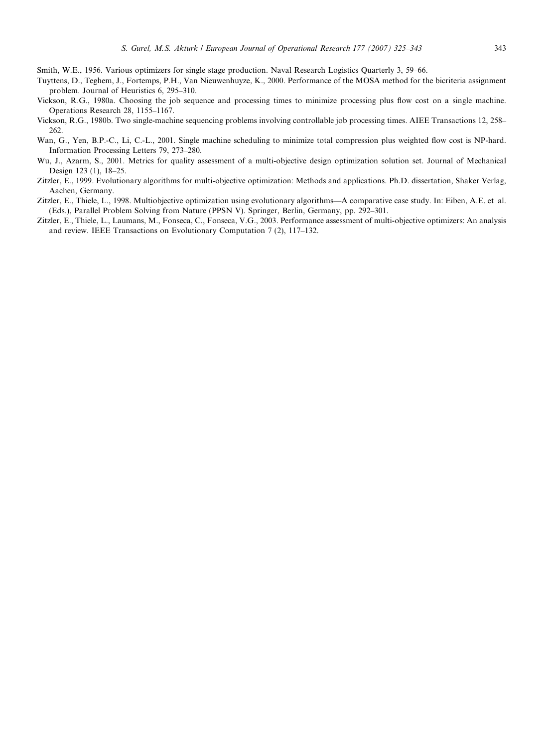Smith, W.E., 1956. Various optimizers for single stage production. Naval Research Logistics Quarterly 3, 59–66.

Tuyttens, D., Teghem, J., Fortemps, P.H., Van Nieuwenhuyze, K., 2000. Performance of the MOSA method for the bicriteria assignment problem. Journal of Heuristics 6, 295–310.

Vickson, R.G., 1980a. Choosing the job sequence and processing times to minimize processing plus flow cost on a single machine. Operations Research 28, 1155–1167.

Vickson, R.G., 1980b. Two single-machine sequencing problems involving controllable job processing times. AIEE Transactions 12, 258–262.

Wan, G., Yen, B.P.-C., Li, C.-L., 2001. Single machine scheduling to minimize total compression plus weighted flow cost is NP-hard. Information Processing Letters 79, 273–280.

Wu, J., Azarm, S., 2001. Metrics for quality assessment of a multi-objective design optimization solution set. Journal of Mechanical Design 123 (1), 18–25.

Zitzler, E., 1999. Evolutionary algorithms for multi-objective optimization: Methods and applications. Ph.D. dissertation, Shaker Verlag, Aachen, Germany.

Zitzler, E., Thiele, L., 1998. Multiobjective optimization using evolutionary algorithms—A comparative case study. In: Eiben, A.E. et al. (Eds.), Parallel Problem Solving from Nature (PPSN V). Springer, Berlin, Germany, pp. 292–301.

Zitzler, E., Thiele, L., Laumans, M., Fonseca, C., Fonseca, V.G., 2003. Performance assessment of multi-objective optimizers: An analysis and review. IEEE Transactions on Evolutionary Computation 7 (2), 117–132.